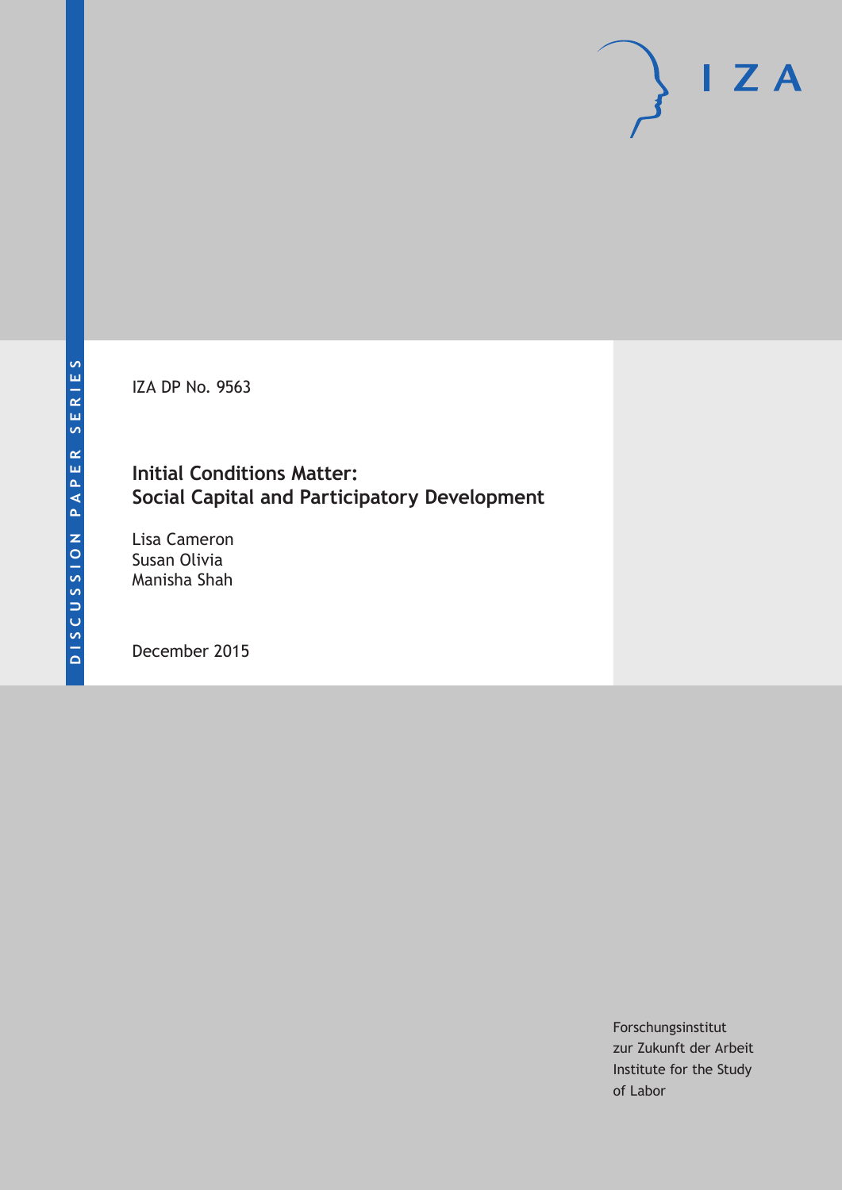DISCUSSION PAPER SERIES

IZA

IZA DP No. 9563

# Initial Conditions Matter: Social Capital and Participatory Development

Lisa Cameron
Susan Olivia
Manisha Shah

December 2015

Forschungsinstitut
zur Zukunft der Arbeit
Institute for the Study
of Labor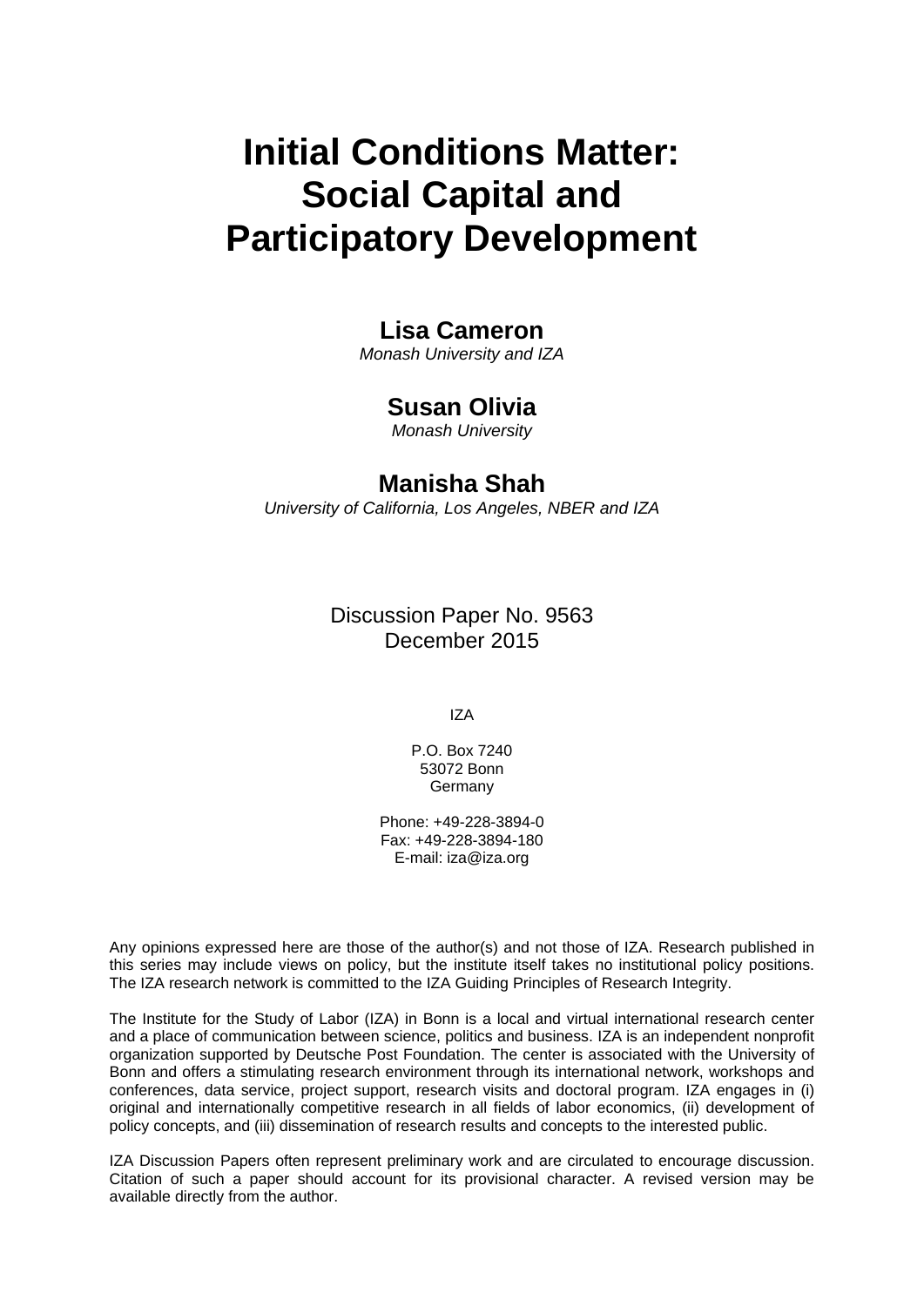# Initial Conditions Matter: Social Capital and Participatory Development

**Lisa Cameron**
*Monash University and IZA*

**Susan Olivia**
*Monash University*

**Manisha Shah**
*University of California, Los Angeles, NBER and IZA*

Discussion Paper No. 9563
December 2015

IZA

P.O. Box 7240
53072 Bonn
Germany

Phone: +49-228-3894-0
Fax: +49-228-3894-180
E-mail: iza@iza.org

Any opinions expressed here are those of the author(s) and not those of IZA. Research published in this series may include views on policy, but the institute itself takes no institutional policy positions. The IZA research network is committed to the IZA Guiding Principles of Research Integrity.

The Institute for the Study of Labor (IZA) in Bonn is a local and virtual international research center and a place of communication between science, politics and business. IZA is an independent nonprofit organization supported by Deutsche Post Foundation. The center is associated with the University of Bonn and offers a stimulating research environment through its international network, workshops and conferences, data service, project support, research visits and doctoral program. IZA engages in (i) original and internationally competitive research in all fields of labor economics, (ii) development of policy concepts, and (iii) dissemination of research results and concepts to the interested public.

IZA Discussion Papers often represent preliminary work and are circulated to encourage discussion. Citation of such a paper should account for its provisional character. A revised version may be available directly from the author.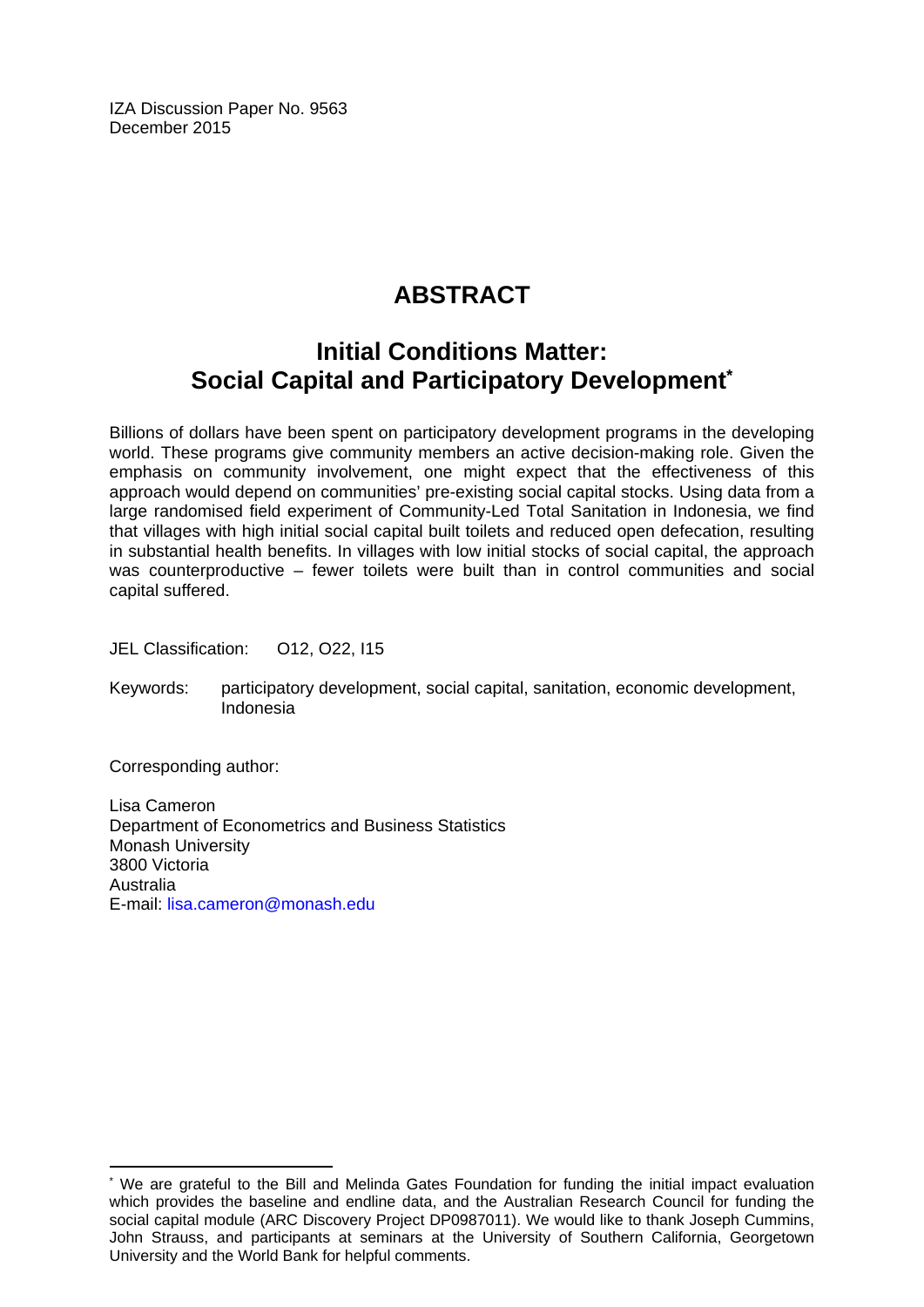IZA Discussion Paper No. 9563
December 2015

# ABSTRACT

## Initial Conditions Matter: Social Capital and Participatory Development[*]

Billions of dollars have been spent on participatory development programs in the developing world. These programs give community members an active decision-making role. Given the emphasis on community involvement, one might expect that the effectiveness of this approach would depend on communities' pre-existing social capital stocks. Using data from a large randomised field experiment of Community-Led Total Sanitation in Indonesia, we find that villages with high initial social capital built toilets and reduced open defecation, resulting in substantial health benefits. In villages with low initial stocks of social capital, the approach was counterproductive – fewer toilets were built than in control communities and social capital suffered.

JEL Classification: O12, O22, I15

Keywords: participatory development, social capital, sanitation, economic development, Indonesia

Corresponding author:

Lisa Cameron
Department of Econometrics and Business Statistics
Monash University
3800 Victoria
Australia
E-mail: lisa.cameron@monash.edu

---

[*] We are grateful to the Bill and Melinda Gates Foundation for funding the initial impact evaluation which provides the baseline and endline data, and the Australian Research Council for funding the social capital module (ARC Discovery Project DP0987011). We would like to thank Joseph Cummins, John Strauss, and participants at seminars at the University of Southern California, Georgetown University and the World Bank for helpful comments.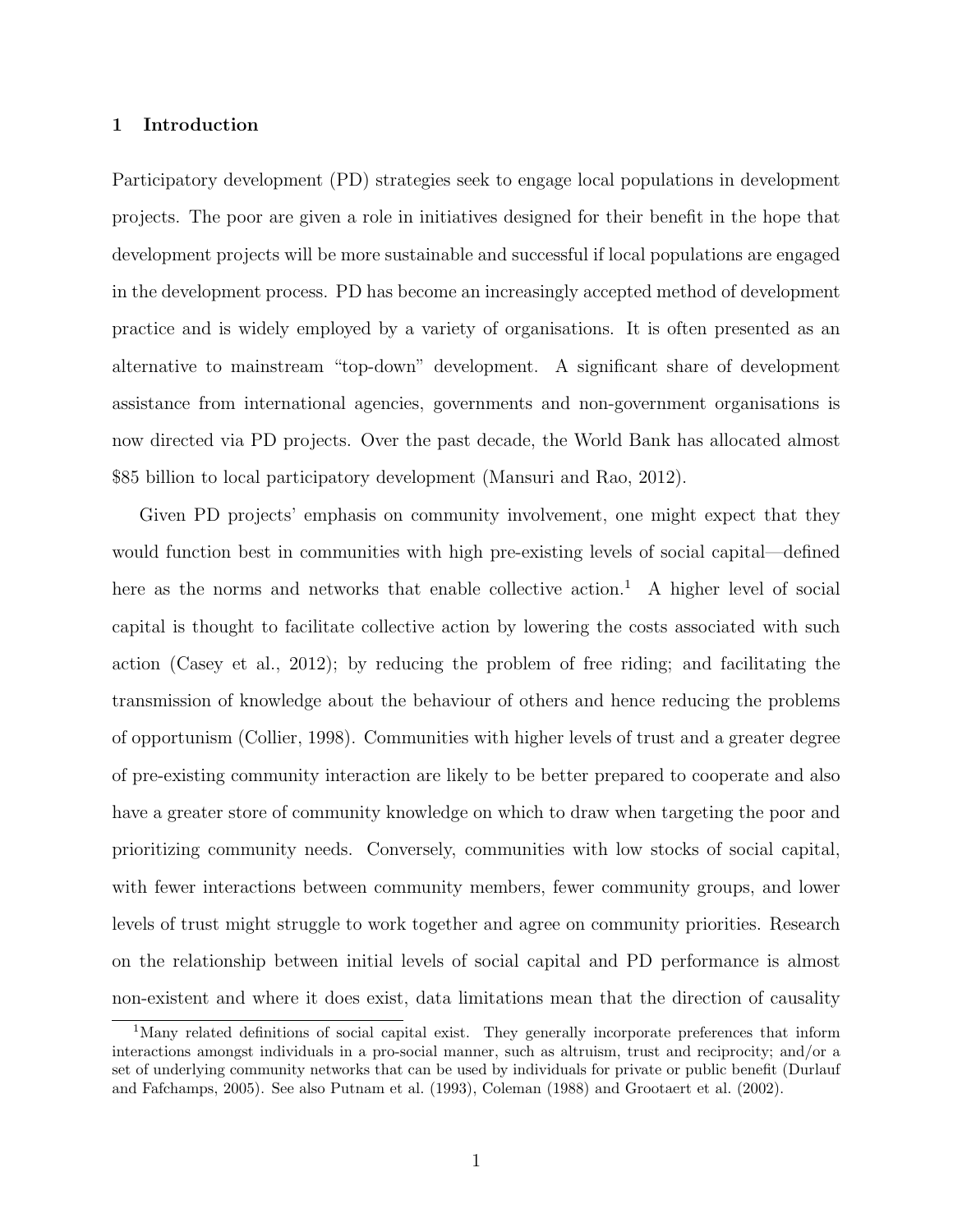## 1 Introduction

Participatory development (PD) strategies seek to engage local populations in development projects. The poor are given a role in initiatives designed for their benefit in the hope that development projects will be more sustainable and successful if local populations are engaged in the development process. PD has become an increasingly accepted method of development practice and is widely employed by a variety of organisations. It is often presented as an alternative to mainstream "top-down" development. A significant share of development assistance from international agencies, governments and non-government organisations is now directed via PD projects. Over the past decade, the World Bank has allocated almost $85 billion to local participatory development (Mansuri and Rao, 2012).

Given PD projects' emphasis on community involvement, one might expect that they would function best in communities with high pre-existing levels of social capital—defined here as the norms and networks that enable collective action.[1] A higher level of social capital is thought to facilitate collective action by lowering the costs associated with such action (Casey et al., 2012); by reducing the problem of free riding; and facilitating the transmission of knowledge about the behaviour of others and hence reducing the problems of opportunism (Collier, 1998). Communities with higher levels of trust and a greater degree of pre-existing community interaction are likely to be better prepared to cooperate and also have a greater store of community knowledge on which to draw when targeting the poor and prioritizing community needs. Conversely, communities with low stocks of social capital, with fewer interactions between community members, fewer community groups, and lower levels of trust might struggle to work together and agree on community priorities. Research on the relationship between initial levels of social capital and PD performance is almost non-existent and where it does exist, data limitations mean that the direction of causality

[1] Many related definitions of social capital exist. They generally incorporate preferences that inform interactions amongst individuals in a pro-social manner, such as altruism, trust and reciprocity; and/or a set of underlying community networks that can be used by individuals for private or public benefit (Durlauf and Fafchamps, 2005). See also Putnam et al. (1993), Coleman (1988) and Grootaert et al. (2002).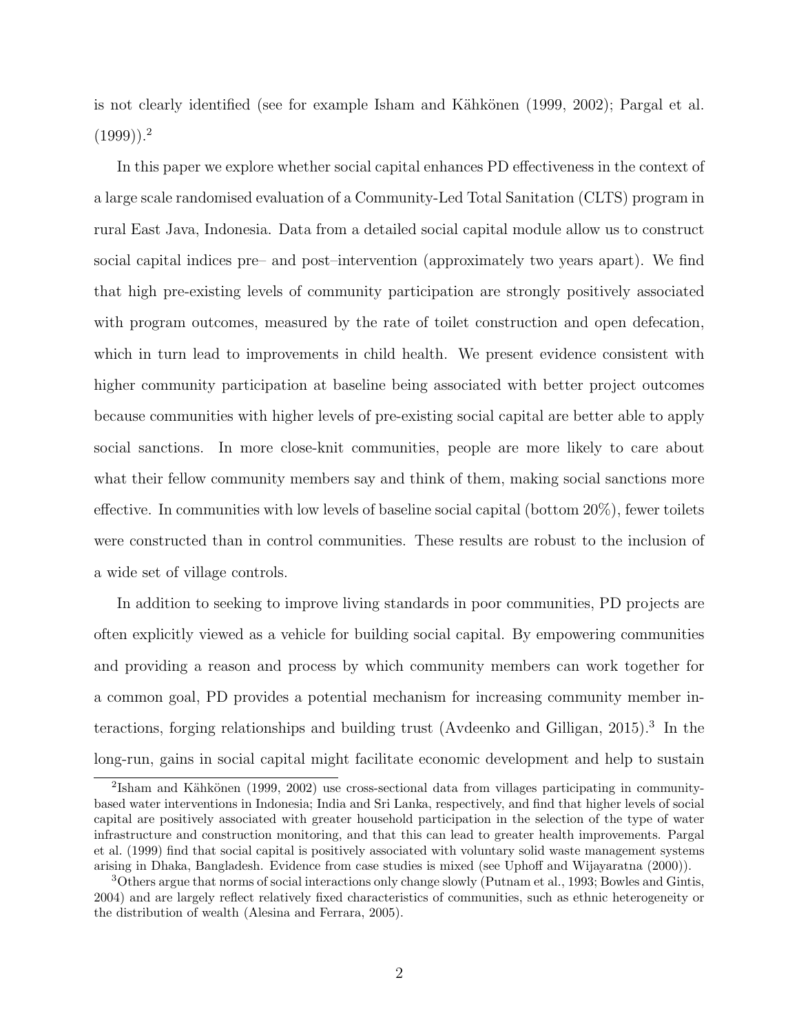is not clearly identified (see for example Isham and Kähkönen (1999, 2002); Pargal et al. (1999)).[2]

In this paper we explore whether social capital enhances PD effectiveness in the context of a large scale randomised evaluation of a Community-Led Total Sanitation (CLTS) program in rural East Java, Indonesia. Data from a detailed social capital module allow us to construct social capital indices pre– and post–intervention (approximately two years apart). We find that high pre-existing levels of community participation are strongly positively associated with program outcomes, measured by the rate of toilet construction and open defecation, which in turn lead to improvements in child health. We present evidence consistent with higher community participation at baseline being associated with better project outcomes because communities with higher levels of pre-existing social capital are better able to apply social sanctions. In more close-knit communities, people are more likely to care about what their fellow community members say and think of them, making social sanctions more effective. In communities with low levels of baseline social capital (bottom 20%), fewer toilets were constructed than in control communities. These results are robust to the inclusion of a wide set of village controls.

In addition to seeking to improve living standards in poor communities, PD projects are often explicitly viewed as a vehicle for building social capital. By empowering communities and providing a reason and process by which community members can work together for a common goal, PD provides a potential mechanism for increasing community member interactions, forging relationships and building trust (Avdeenko and Gilligan, 2015).[3] In the long-run, gains in social capital might facilitate economic development and help to sustain

[2] Isham and Kähkönen (1999, 2002) use cross-sectional data from villages participating in community-based water interventions in Indonesia; India and Sri Lanka, respectively, and find that higher levels of social capital are positively associated with greater household participation in the selection of the type of water infrastructure and construction monitoring, and that this can lead to greater health improvements. Pargal et al. (1999) find that social capital is positively associated with voluntary solid waste management systems arising in Dhaka, Bangladesh. Evidence from case studies is mixed (see Uphoff and Wijayaratna (2000)).

[3] Others argue that norms of social interactions only change slowly (Putnam et al., 1993; Bowles and Gintis, 2004) and are largely reflect relatively fixed characteristics of communities, such as ethnic heterogeneity or the distribution of wealth (Alesina and Ferrara, 2005).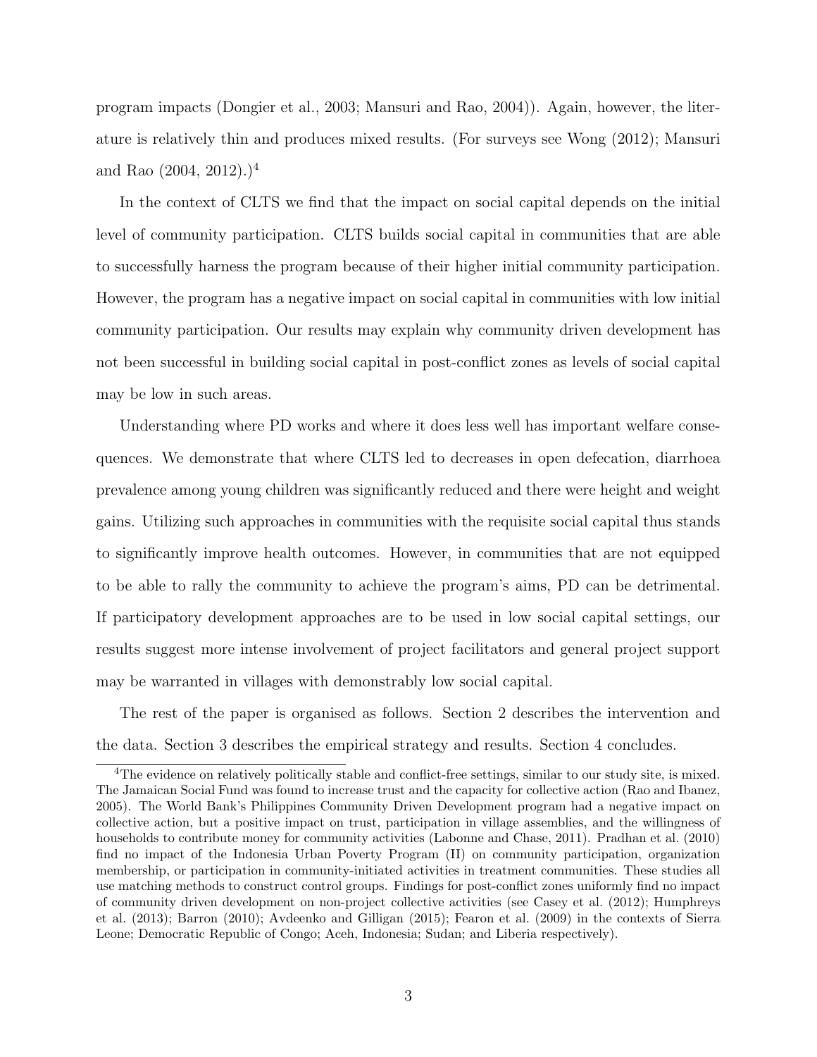program impacts (Dongier et al., 2003; Mansuri and Rao, 2004)). Again, however, the literature is relatively thin and produces mixed results. (For surveys see Wong (2012); Mansuri and Rao (2004, 2012).)[4]

In the context of CLTS we find that the impact on social capital depends on the initial level of community participation. CLTS builds social capital in communities that are able to successfully harness the program because of their higher initial community participation. However, the program has a negative impact on social capital in communities with low initial community participation. Our results may explain why community driven development has not been successful in building social capital in post-conflict zones as levels of social capital may be low in such areas.

Understanding where PD works and where it does less well has important welfare consequences. We demonstrate that where CLTS led to decreases in open defecation, diarrhoea prevalence among young children was significantly reduced and there were height and weight gains. Utilizing such approaches in communities with the requisite social capital thus stands to significantly improve health outcomes. However, in communities that are not equipped to be able to rally the community to achieve the program's aims, PD can be detrimental. If participatory development approaches are to be used in low social capital settings, our results suggest more intense involvement of project facilitators and general project support may be warranted in villages with demonstrably low social capital.

The rest of the paper is organised as follows. Section 2 describes the intervention and the data. Section 3 describes the empirical strategy and results. Section 4 concludes.

[4]The evidence on relatively politically stable and conflict-free settings, similar to our study site, is mixed. The Jamaican Social Fund was found to increase trust and the capacity for collective action (Rao and Ibanez, 2005). The World Bank's Philippines Community Driven Development program had a negative impact on collective action, but a positive impact on trust, participation in village assemblies, and the willingness of households to contribute money for community activities (Labonne and Chase, 2011). Pradhan et al. (2010) find no impact of the Indonesia Urban Poverty Program (II) on community participation, organization membership, or participation in community-initiated activities in treatment communities. These studies all use matching methods to construct control groups. Findings for post-conflict zones uniformly find no impact of community driven development on non-project collective activities (see Casey et al. (2012); Humphreys et al. (2013); Barron (2010); Avdeenko and Gilligan (2015); Fearon et al. (2009) in the contexts of Sierra Leone; Democratic Republic of Congo; Aceh, Indonesia; Sudan; and Liberia respectively).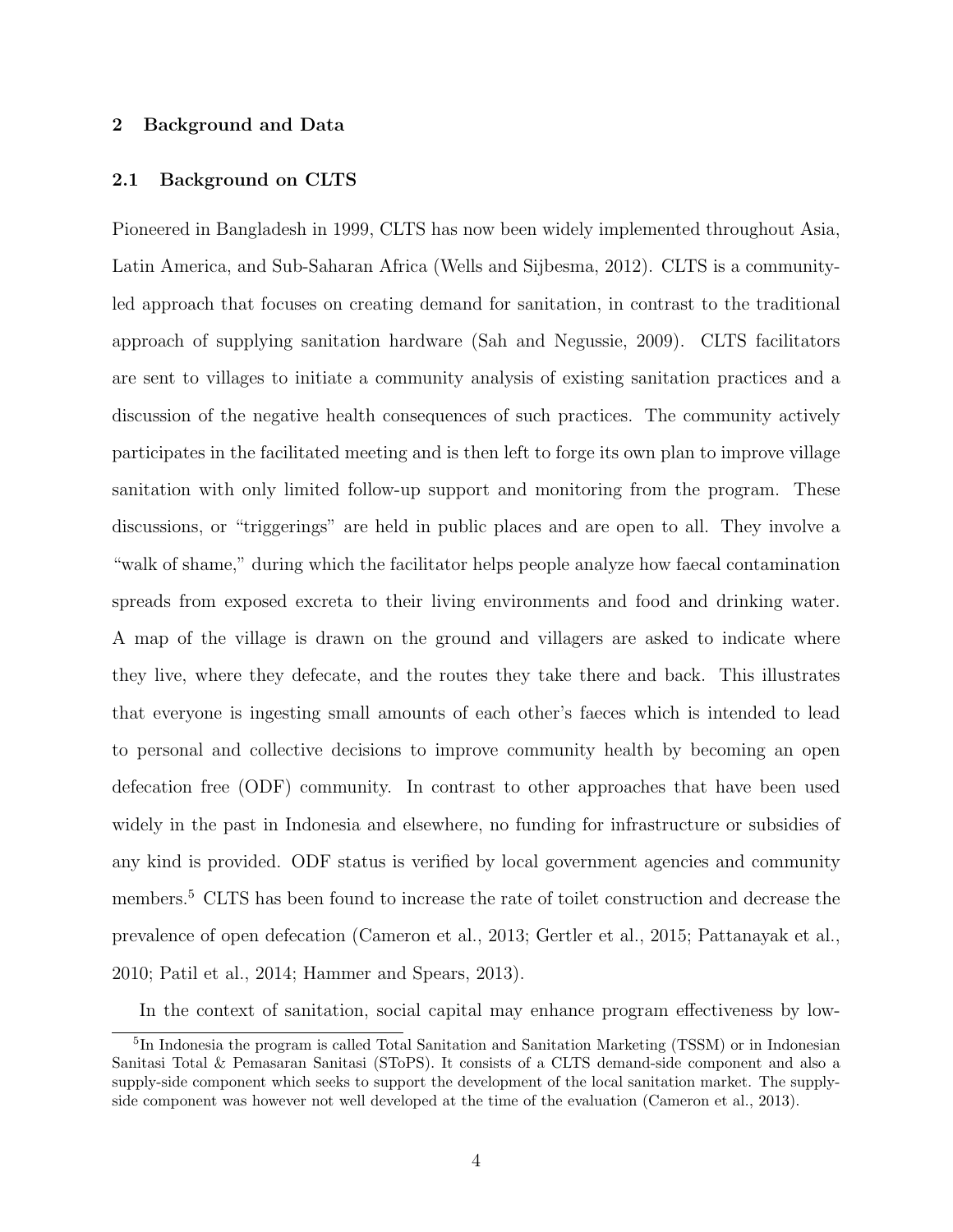## 2 Background and Data

### 2.1 Background on CLTS

Pioneered in Bangladesh in 1999, CLTS has now been widely implemented throughout Asia, Latin America, and Sub-Saharan Africa (Wells and Sijbesma, 2012). CLTS is a community-led approach that focuses on creating demand for sanitation, in contrast to the traditional approach of supplying sanitation hardware (Sah and Negussie, 2009). CLTS facilitators are sent to villages to initiate a community analysis of existing sanitation practices and a discussion of the negative health consequences of such practices. The community actively participates in the facilitated meeting and is then left to forge its own plan to improve village sanitation with only limited follow-up support and monitoring from the program. These discussions, or "triggerings" are held in public places and are open to all. They involve a "walk of shame," during which the facilitator helps people analyze how faecal contamination spreads from exposed excreta to their living environments and food and drinking water. A map of the village is drawn on the ground and villagers are asked to indicate where they live, where they defecate, and the routes they take there and back. This illustrates that everyone is ingesting small amounts of each other's faeces which is intended to lead to personal and collective decisions to improve community health by becoming an open defecation free (ODF) community. In contrast to other approaches that have been used widely in the past in Indonesia and elsewhere, no funding for infrastructure or subsidies of any kind is provided. ODF status is verified by local government agencies and community members.[5] CLTS has been found to increase the rate of toilet construction and decrease the prevalence of open defecation (Cameron et al., 2013; Gertler et al., 2015; Pattanayak et al., 2010; Patil et al., 2014; Hammer and Spears, 2013).

In the context of sanitation, social capital may enhance program effectiveness by low-

[5] In Indonesia the program is called Total Sanitation and Sanitation Marketing (TSSM) or in Indonesian Sanitasi Total & Pemasaran Sanitasi (SToPS). It consists of a CLTS demand-side component and also a supply-side component which seeks to support the development of the local sanitation market. The supply-side component was however not well developed at the time of the evaluation (Cameron et al., 2013).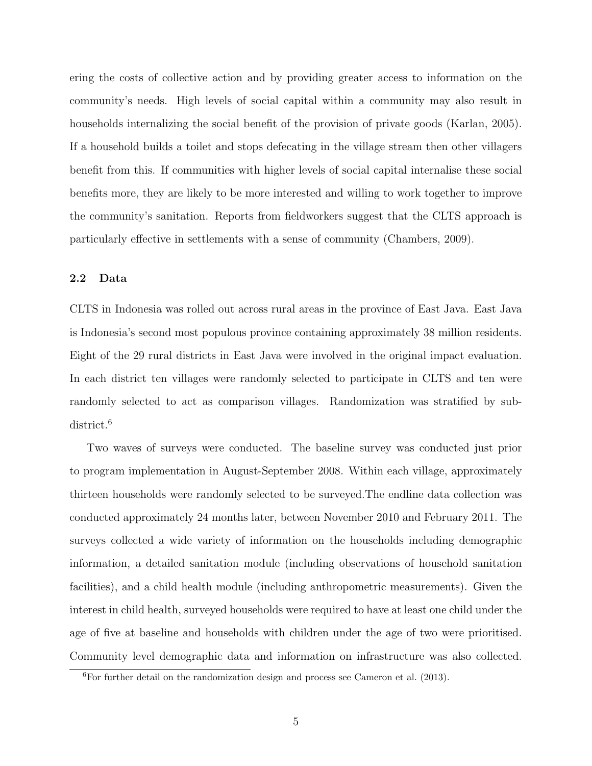ering the costs of collective action and by providing greater access to information on the community's needs. High levels of social capital within a community may also result in households internalizing the social benefit of the provision of private goods (Karlan, 2005). If a household builds a toilet and stops defecating in the village stream then other villagers benefit from this. If communities with higher levels of social capital internalise these social benefits more, they are likely to be more interested and willing to work together to improve the community's sanitation. Reports from fieldworkers suggest that the CLTS approach is particularly effective in settlements with a sense of community (Chambers, 2009).

### 2.2 Data

CLTS in Indonesia was rolled out across rural areas in the province of East Java. East Java is Indonesia's second most populous province containing approximately 38 million residents. Eight of the 29 rural districts in East Java were involved in the original impact evaluation. In each district ten villages were randomly selected to participate in CLTS and ten were randomly selected to act as comparison villages. Randomization was stratified by sub-district.[6]

Two waves of surveys were conducted. The baseline survey was conducted just prior to program implementation in August-September 2008. Within each village, approximately thirteen households were randomly selected to be surveyed.The endline data collection was conducted approximately 24 months later, between November 2010 and February 2011. The surveys collected a wide variety of information on the households including demographic information, a detailed sanitation module (including observations of household sanitation facilities), and a child health module (including anthropometric measurements). Given the interest in child health, surveyed households were required to have at least one child under the age of five at baseline and households with children under the age of two were prioritised. Community level demographic data and information on infrastructure was also collected.

[6] For further detail on the randomization design and process see Cameron et al. (2013).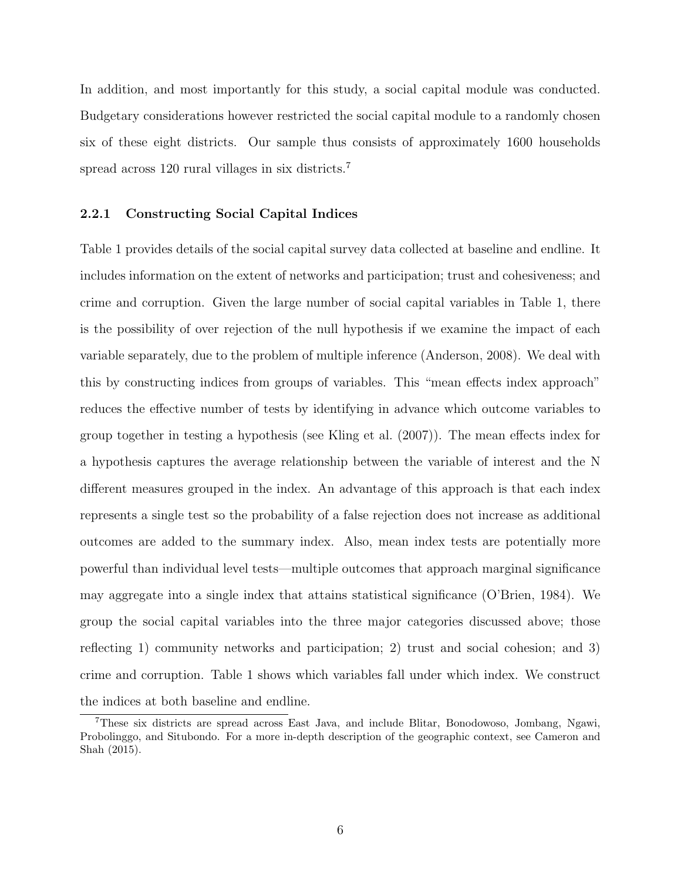In addition, and most importantly for this study, a social capital module was conducted. Budgetary considerations however restricted the social capital module to a randomly chosen six of these eight districts. Our sample thus consists of approximately 1600 households spread across 120 rural villages in six districts.[7]

### 2.2.1 Constructing Social Capital Indices

Table 1 provides details of the social capital survey data collected at baseline and endline. It includes information on the extent of networks and participation; trust and cohesiveness; and crime and corruption. Given the large number of social capital variables in Table 1, there is the possibility of over rejection of the null hypothesis if we examine the impact of each variable separately, due to the problem of multiple inference (Anderson, 2008). We deal with this by constructing indices from groups of variables. This "mean effects index approach" reduces the effective number of tests by identifying in advance which outcome variables to group together in testing a hypothesis (see Kling et al. (2007)). The mean effects index for a hypothesis captures the average relationship between the variable of interest and the N different measures grouped in the index. An advantage of this approach is that each index represents a single test so the probability of a false rejection does not increase as additional outcomes are added to the summary index. Also, mean index tests are potentially more powerful than individual level tests—multiple outcomes that approach marginal significance may aggregate into a single index that attains statistical significance (O'Brien, 1984). We group the social capital variables into the three major categories discussed above; those reflecting 1) community networks and participation; 2) trust and social cohesion; and 3) crime and corruption. Table 1 shows which variables fall under which index. We construct the indices at both baseline and endline.

[7]These six districts are spread across East Java, and include Blitar, Bonodowoso, Jombang, Ngawi, Probolinggo, and Situbondo. For a more in-depth description of the geographic context, see Cameron and Shah (2015).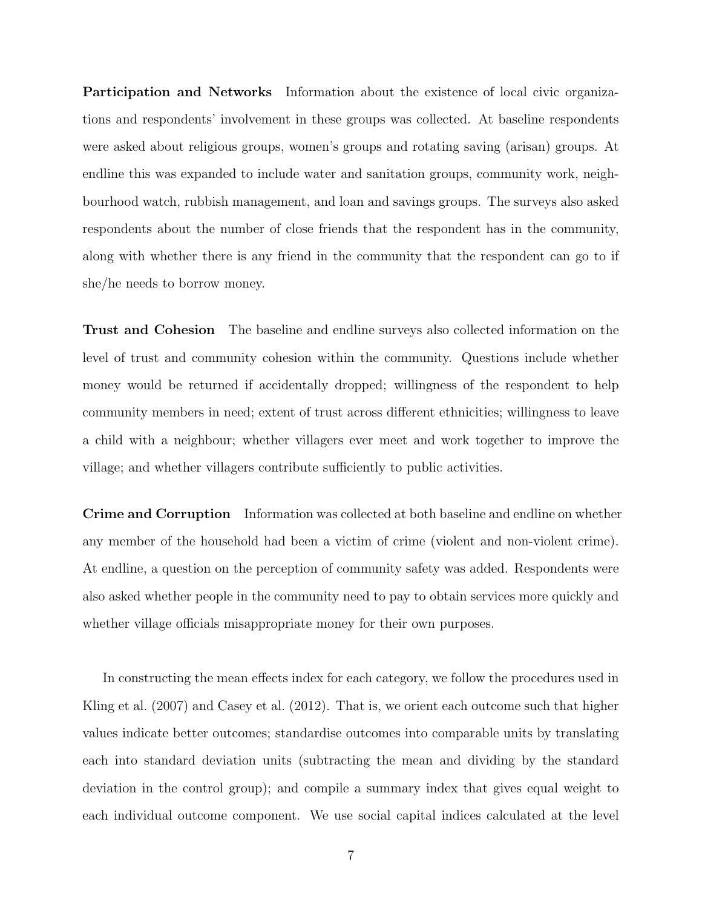**Participation and Networks** Information about the existence of local civic organizations and respondents' involvement in these groups was collected. At baseline respondents were asked about religious groups, women's groups and rotating saving (arisan) groups. At endline this was expanded to include water and sanitation groups, community work, neighbourhood watch, rubbish management, and loan and savings groups. The surveys also asked respondents about the number of close friends that the respondent has in the community, along with whether there is any friend in the community that the respondent can go to if she/he needs to borrow money.

**Trust and Cohesion** The baseline and endline surveys also collected information on the level of trust and community cohesion within the community. Questions include whether money would be returned if accidentally dropped; willingness of the respondent to help community members in need; extent of trust across different ethnicities; willingness to leave a child with a neighbour; whether villagers ever meet and work together to improve the village; and whether villagers contribute sufficiently to public activities.

**Crime and Corruption** Information was collected at both baseline and endline on whether any member of the household had been a victim of crime (violent and non-violent crime). At endline, a question on the perception of community safety was added. Respondents were also asked whether people in the community need to pay to obtain services more quickly and whether village officials misappropriate money for their own purposes.

In constructing the mean effects index for each category, we follow the procedures used in Kling et al. (2007) and Casey et al. (2012). That is, we orient each outcome such that higher values indicate better outcomes; standardise outcomes into comparable units by translating each into standard deviation units (subtracting the mean and dividing by the standard deviation in the control group); and compile a summary index that gives equal weight to each individual outcome component. We use social capital indices calculated at the level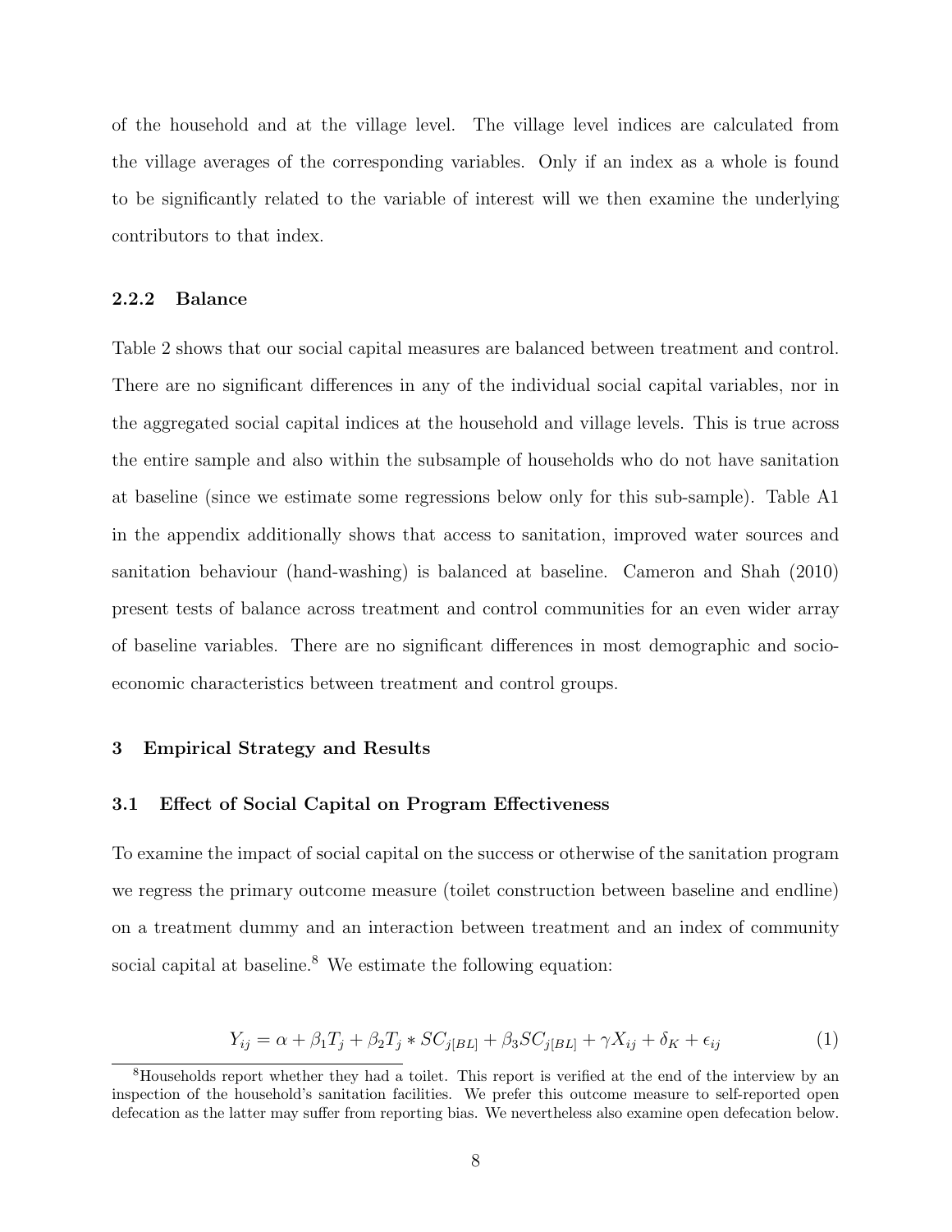of the household and at the village level. The village level indices are calculated from the village averages of the corresponding variables. Only if an index as a whole is found to be significantly related to the variable of interest will we then examine the underlying contributors to that index.

### 2.2.2 Balance

Table 2 shows that our social capital measures are balanced between treatment and control. There are no significant differences in any of the individual social capital variables, nor in the aggregated social capital indices at the household and village levels. This is true across the entire sample and also within the subsample of households who do not have sanitation at baseline (since we estimate some regressions below only for this sub-sample). Table A1 in the appendix additionally shows that access to sanitation, improved water sources and sanitation behaviour (hand-washing) is balanced at baseline. Cameron and Shah (2010) present tests of balance across treatment and control communities for an even wider array of baseline variables. There are no significant differences in most demographic and socio-economic characteristics between treatment and control groups.

## 3 Empirical Strategy and Results

### 3.1 Effect of Social Capital on Program Effectiveness

To examine the impact of social capital on the success or otherwise of the sanitation program we regress the primary outcome measure (toilet construction between baseline and endline) on a treatment dummy and an interaction between treatment and an index of community social capital at baseline.[8] We estimate the following equation:

$$Y_{ij} = \alpha + \beta_1 T_j + \beta_2 T_j * SC_{j[BL]} + \beta_3 SC_{j[BL]} + \gamma X_{ij} + \delta_K + \epsilon_{ij} \tag{1}$$

[8] Households report whether they had a toilet. This report is verified at the end of the interview by an inspection of the household's sanitation facilities. We prefer this outcome measure to self-reported open defecation as the latter may suffer from reporting bias. We nevertheless also examine open defecation below.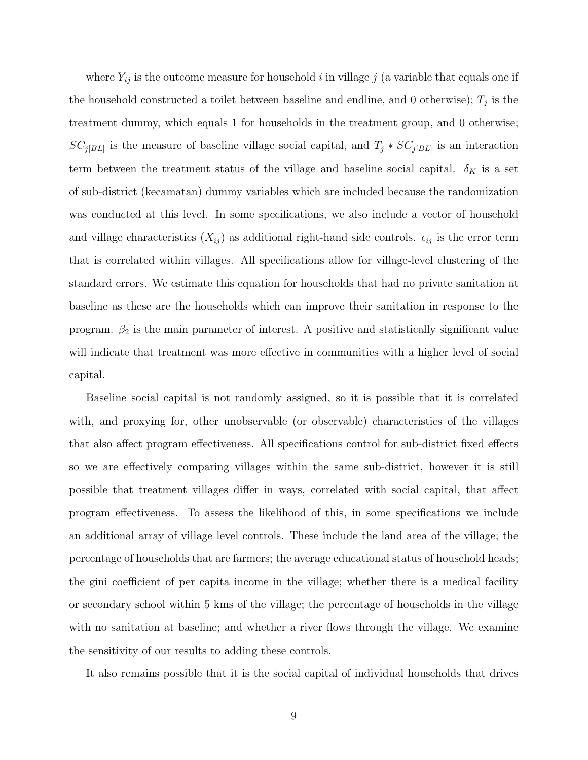where $Y_{ij}$ is the outcome measure for household $i$ in village $j$ (a variable that equals one if the household constructed a toilet between baseline and endline, and 0 otherwise); $T_j$ is the treatment dummy, which equals 1 for households in the treatment group, and 0 otherwise; $SC_{j[BL]}$ is the measure of baseline village social capital, and $T_j * SC_{j[BL]}$ is an interaction term between the treatment status of the village and baseline social capital. $\delta_K$ is a set of sub-district (kecamatan) dummy variables which are included because the randomization was conducted at this level. In some specifications, we also include a vector of household and village characteristics ($X_{ij}$) as additional right-hand side controls. $\epsilon_{ij}$ is the error term that is correlated within villages. All specifications allow for village-level clustering of the standard errors. We estimate this equation for households that had no private sanitation at baseline as these are the households which can improve their sanitation in response to the program. $\beta_2$ is the main parameter of interest. A positive and statistically significant value will indicate that treatment was more effective in communities with a higher level of social capital.

Baseline social capital is not randomly assigned, so it is possible that it is correlated with, and proxying for, other unobservable (or observable) characteristics of the villages that also affect program effectiveness. All specifications control for sub-district fixed effects so we are effectively comparing villages within the same sub-district, however it is still possible that treatment villages differ in ways, correlated with social capital, that affect program effectiveness. To assess the likelihood of this, in some specifications we include an additional array of village level controls. These include the land area of the village; the percentage of households that are farmers; the average educational status of household heads; the gini coefficient of per capita income in the village; whether there is a medical facility or secondary school within 5 kms of the village; the percentage of households in the village with no sanitation at baseline; and whether a river flows through the village. We examine the sensitivity of our results to adding these controls.

It also remains possible that it is the social capital of individual households that drives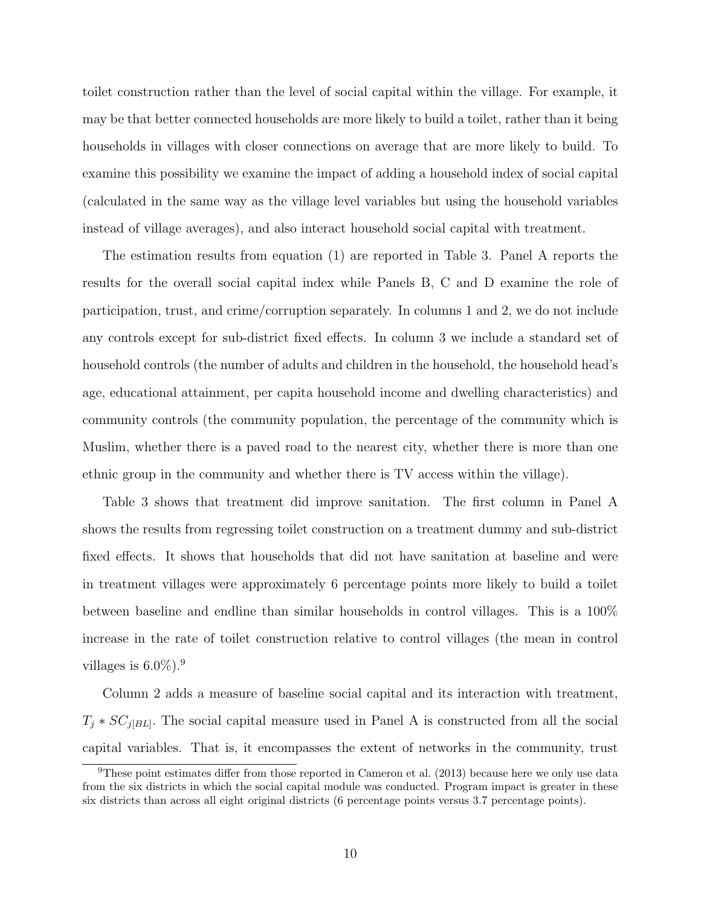toilet construction rather than the level of social capital within the village. For example, it may be that better connected households are more likely to build a toilet, rather than it being households in villages with closer connections on average that are more likely to build. To examine this possibility we examine the impact of adding a household index of social capital (calculated in the same way as the village level variables but using the household variables instead of village averages), and also interact household social capital with treatment.

The estimation results from equation (1) are reported in Table 3. Panel A reports the results for the overall social capital index while Panels B, C and D examine the role of participation, trust, and crime/corruption separately. In columns 1 and 2, we do not include any controls except for sub-district fixed effects. In column 3 we include a standard set of household controls (the number of adults and children in the household, the household head's age, educational attainment, per capita household income and dwelling characteristics) and community controls (the community population, the percentage of the community which is Muslim, whether there is a paved road to the nearest city, whether there is more than one ethnic group in the community and whether there is TV access within the village).

Table 3 shows that treatment did improve sanitation. The first column in Panel A shows the results from regressing toilet construction on a treatment dummy and sub-district fixed effects. It shows that households that did not have sanitation at baseline and were in treatment villages were approximately 6 percentage points more likely to build a toilet between baseline and endline than similar households in control villages. This is a 100% increase in the rate of toilet construction relative to control villages (the mean in control villages is 6.0%).[9]

Column 2 adds a measure of baseline social capital and its interaction with treatment, $T_j * SC_{j[BL]}$. The social capital measure used in Panel A is constructed from all the social capital variables. That is, it encompasses the extent of networks in the community, trust

[9]These point estimates differ from those reported in Cameron et al. (2013) because here we only use data from the six districts in which the social capital module was conducted. Program impact is greater in these six districts than across all eight original districts (6 percentage points versus 3.7 percentage points).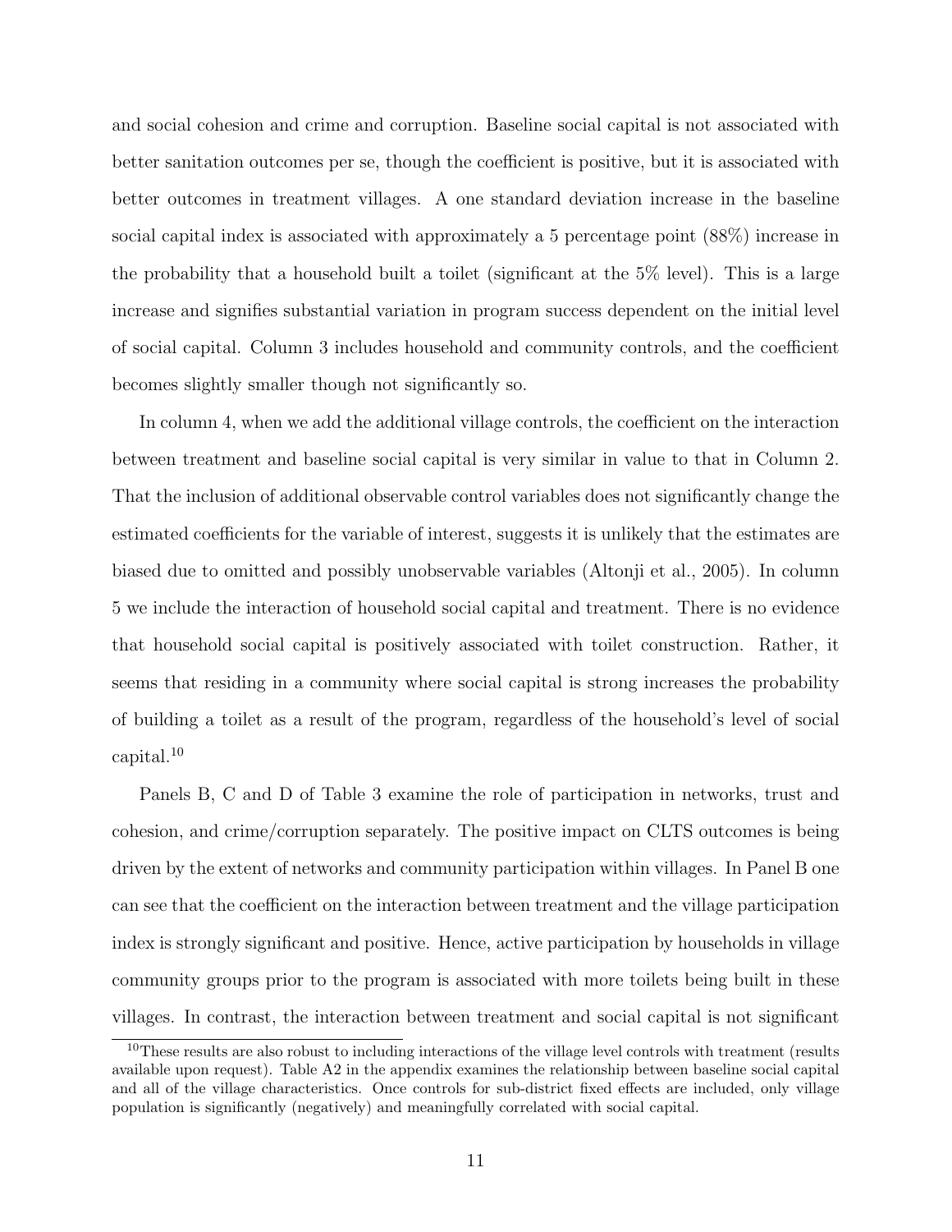and social cohesion and crime and corruption. Baseline social capital is not associated with better sanitation outcomes per se, though the coefficient is positive, but it is associated with better outcomes in treatment villages. A one standard deviation increase in the baseline social capital index is associated with approximately a 5 percentage point (88%) increase in the probability that a household built a toilet (significant at the 5% level). This is a large increase and signifies substantial variation in program success dependent on the initial level of social capital. Column 3 includes household and community controls, and the coefficient becomes slightly smaller though not significantly so.

In column 4, when we add the additional village controls, the coefficient on the interaction between treatment and baseline social capital is very similar in value to that in Column 2. That the inclusion of additional observable control variables does not significantly change the estimated coefficients for the variable of interest, suggests it is unlikely that the estimates are biased due to omitted and possibly unobservable variables (Altonji et al., 2005). In column 5 we include the interaction of household social capital and treatment. There is no evidence that household social capital is positively associated with toilet construction. Rather, it seems that residing in a community where social capital is strong increases the probability of building a toilet as a result of the program, regardless of the household's level of social capital.[10]

Panels B, C and D of Table 3 examine the role of participation in networks, trust and cohesion, and crime/corruption separately. The positive impact on CLTS outcomes is being driven by the extent of networks and community participation within villages. In Panel B one can see that the coefficient on the interaction between treatment and the village participation index is strongly significant and positive. Hence, active participation by households in village community groups prior to the program is associated with more toilets being built in these villages. In contrast, the interaction between treatment and social capital is not significant

[10] These results are also robust to including interactions of the village level controls with treatment (results available upon request). Table A2 in the appendix examines the relationship between baseline social capital and all of the village characteristics. Once controls for sub-district fixed effects are included, only village population is significantly (negatively) and meaningfully correlated with social capital.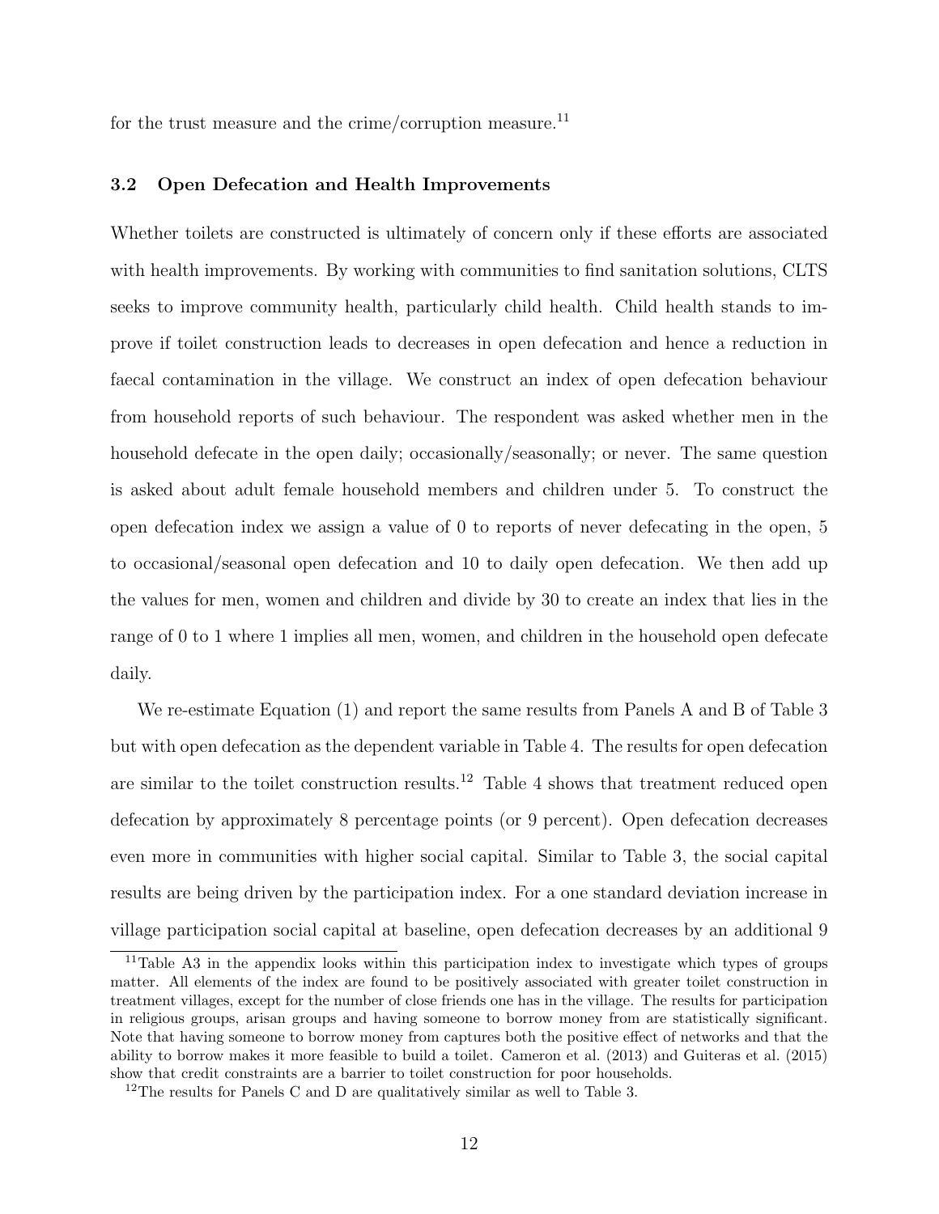for the trust measure and the crime/corruption measure.[11]

### 3.2 Open Defecation and Health Improvements

Whether toilets are constructed is ultimately of concern only if these efforts are associated with health improvements. By working with communities to find sanitation solutions, CLTS seeks to improve community health, particularly child health. Child health stands to improve if toilet construction leads to decreases in open defecation and hence a reduction in faecal contamination in the village. We construct an index of open defecation behaviour from household reports of such behaviour. The respondent was asked whether men in the household defecate in the open daily; occasionally/seasonally; or never. The same question is asked about adult female household members and children under 5. To construct the open defecation index we assign a value of 0 to reports of never defecating in the open, 5 to occasional/seasonal open defecation and 10 to daily open defecation. We then add up the values for men, women and children and divide by 30 to create an index that lies in the range of 0 to 1 where 1 implies all men, women, and children in the household open defecate daily.

We re-estimate Equation (1) and report the same results from Panels A and B of Table 3 but with open defecation as the dependent variable in Table 4. The results for open defecation are similar to the toilet construction results.[12] Table 4 shows that treatment reduced open defecation by approximately 8 percentage points (or 9 percent). Open defecation decreases even more in communities with higher social capital. Similar to Table 3, the social capital results are being driven by the participation index. For a one standard deviation increase in village participation social capital at baseline, open defecation decreases by an additional 9

[11] Table A3 in the appendix looks within this participation index to investigate which types of groups matter. All elements of the index are found to be positively associated with greater toilet construction in treatment villages, except for the number of close friends one has in the village. The results for participation in religious groups, arisan groups and having someone to borrow money from are statistically significant. Note that having someone to borrow money from captures both the positive effect of networks and that the ability to borrow makes it more feasible to build a toilet. Cameron et al. (2013) and Guiteras et al. (2015) show that credit constraints are a barrier to toilet construction for poor households.

[12] The results for Panels C and D are qualitatively similar as well to Table 3.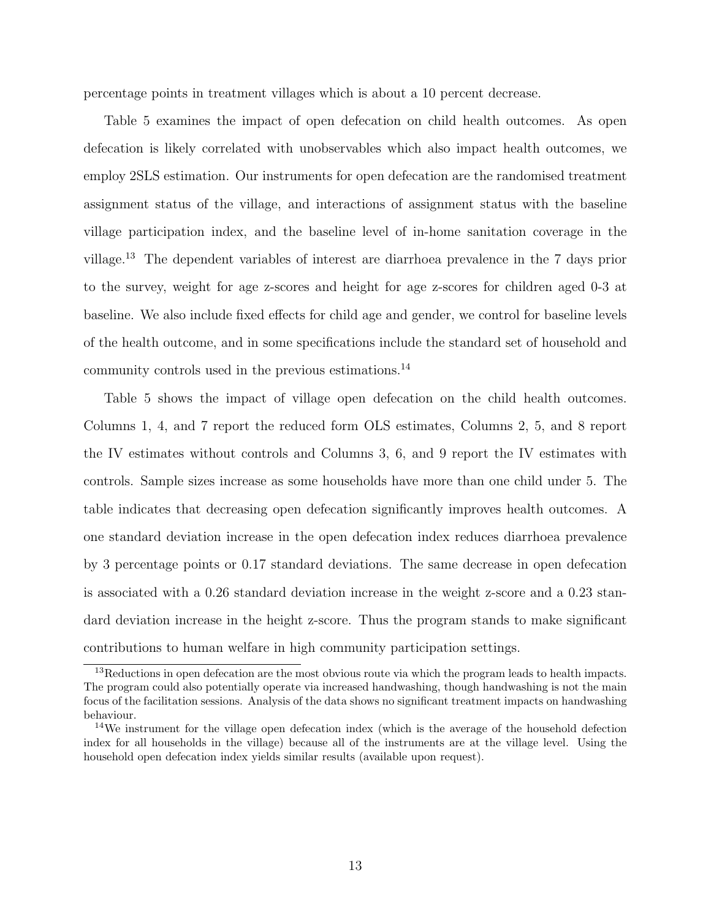percentage points in treatment villages which is about a 10 percent decrease.

Table 5 examines the impact of open defecation on child health outcomes. As open defecation is likely correlated with unobservables which also impact health outcomes, we employ 2SLS estimation. Our instruments for open defecation are the randomised treatment assignment status of the village, and interactions of assignment status with the baseline village participation index, and the baseline level of in-home sanitation coverage in the village.[13] The dependent variables of interest are diarrhoea prevalence in the 7 days prior to the survey, weight for age z-scores and height for age z-scores for children aged 0-3 at baseline. We also include fixed effects for child age and gender, we control for baseline levels of the health outcome, and in some specifications include the standard set of household and community controls used in the previous estimations.[14]

Table 5 shows the impact of village open defecation on the child health outcomes. Columns 1, 4, and 7 report the reduced form OLS estimates, Columns 2, 5, and 8 report the IV estimates without controls and Columns 3, 6, and 9 report the IV estimates with controls. Sample sizes increase as some households have more than one child under 5. The table indicates that decreasing open defecation significantly improves health outcomes. A one standard deviation increase in the open defecation index reduces diarrhoea prevalence by 3 percentage points or 0.17 standard deviations. The same decrease in open defecation is associated with a 0.26 standard deviation increase in the weight z-score and a 0.23 standard deviation increase in the height z-score. Thus the program stands to make significant contributions to human welfare in high community participation settings.

[13] Reductions in open defecation are the most obvious route via which the program leads to health impacts. The program could also potentially operate via increased handwashing, though handwashing is not the main focus of the facilitation sessions. Analysis of the data shows no significant treatment impacts on handwashing behaviour.

[14] We instrument for the village open defecation index (which is the average of the household defection index for all households in the village) because all of the instruments are at the village level. Using the household open defecation index yields similar results (available upon request).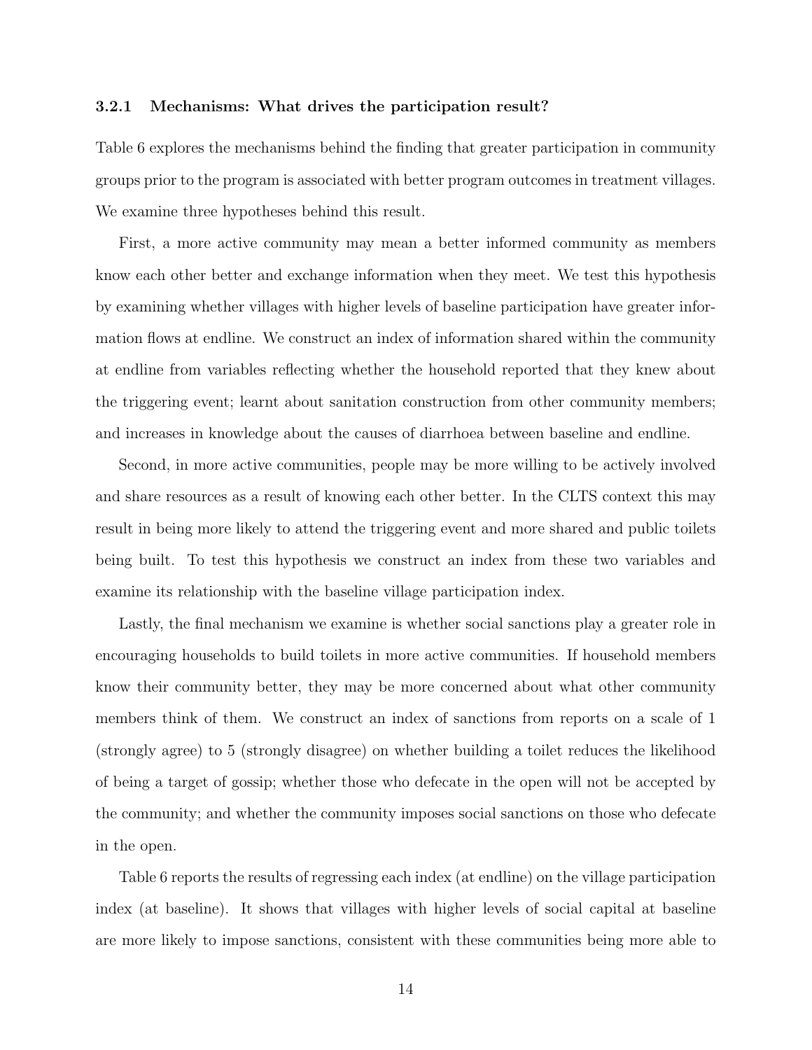### 3.2.1 Mechanisms: What drives the participation result?

Table 6 explores the mechanisms behind the finding that greater participation in community groups prior to the program is associated with better program outcomes in treatment villages. We examine three hypotheses behind this result.

First, a more active community may mean a better informed community as members know each other better and exchange information when they meet. We test this hypothesis by examining whether villages with higher levels of baseline participation have greater information flows at endline. We construct an index of information shared within the community at endline from variables reflecting whether the household reported that they knew about the triggering event; learnt about sanitation construction from other community members; and increases in knowledge about the causes of diarrhoea between baseline and endline.

Second, in more active communities, people may be more willing to be actively involved and share resources as a result of knowing each other better. In the CLTS context this may result in being more likely to attend the triggering event and more shared and public toilets being built. To test this hypothesis we construct an index from these two variables and examine its relationship with the baseline village participation index.

Lastly, the final mechanism we examine is whether social sanctions play a greater role in encouraging households to build toilets in more active communities. If household members know their community better, they may be more concerned about what other community members think of them. We construct an index of sanctions from reports on a scale of 1 (strongly agree) to 5 (strongly disagree) on whether building a toilet reduces the likelihood of being a target of gossip; whether those who defecate in the open will not be accepted by the community; and whether the community imposes social sanctions on those who defecate in the open.

Table 6 reports the results of regressing each index (at endline) on the village participation index (at baseline). It shows that villages with higher levels of social capital at baseline are more likely to impose sanctions, consistent with these communities being more able to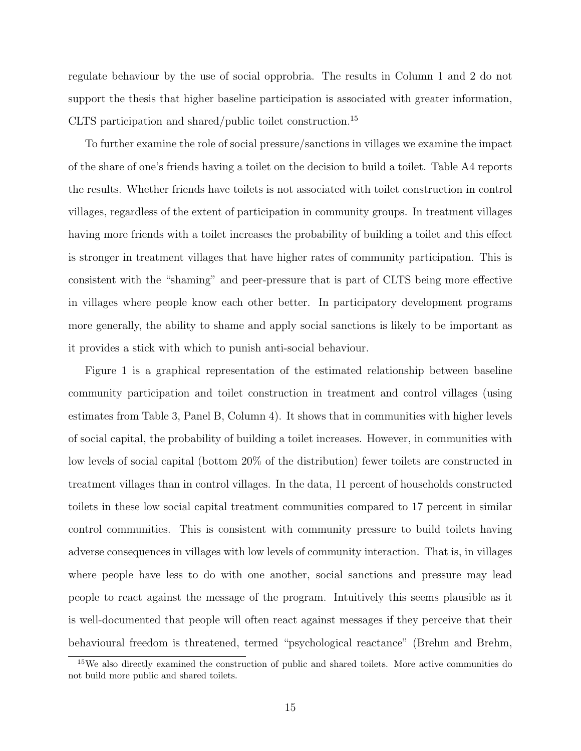regulate behaviour by the use of social opprobria. The results in Column 1 and 2 do not support the thesis that higher baseline participation is associated with greater information, CLTS participation and shared/public toilet construction.[15]

To further examine the role of social pressure/sanctions in villages we examine the impact of the share of one's friends having a toilet on the decision to build a toilet. Table A4 reports the results. Whether friends have toilets is not associated with toilet construction in control villages, regardless of the extent of participation in community groups. In treatment villages having more friends with a toilet increases the probability of building a toilet and this effect is stronger in treatment villages that have higher rates of community participation. This is consistent with the "shaming" and peer-pressure that is part of CLTS being more effective in villages where people know each other better. In participatory development programs more generally, the ability to shame and apply social sanctions is likely to be important as it provides a stick with which to punish anti-social behaviour.

Figure 1 is a graphical representation of the estimated relationship between baseline community participation and toilet construction in treatment and control villages (using estimates from Table 3, Panel B, Column 4). It shows that in communities with higher levels of social capital, the probability of building a toilet increases. However, in communities with low levels of social capital (bottom 20% of the distribution) fewer toilets are constructed in treatment villages than in control villages. In the data, 11 percent of households constructed toilets in these low social capital treatment communities compared to 17 percent in similar control communities. This is consistent with community pressure to build toilets having adverse consequences in villages with low levels of community interaction. That is, in villages where people have less to do with one another, social sanctions and pressure may lead people to react against the message of the program. Intuitively this seems plausible as it is well-documented that people will often react against messages if they perceive that their behavioural freedom is threatened, termed "psychological reactance" (Brehm and Brehm,

[15] We also directly examined the construction of public and shared toilets. More active communities do not build more public and shared toilets.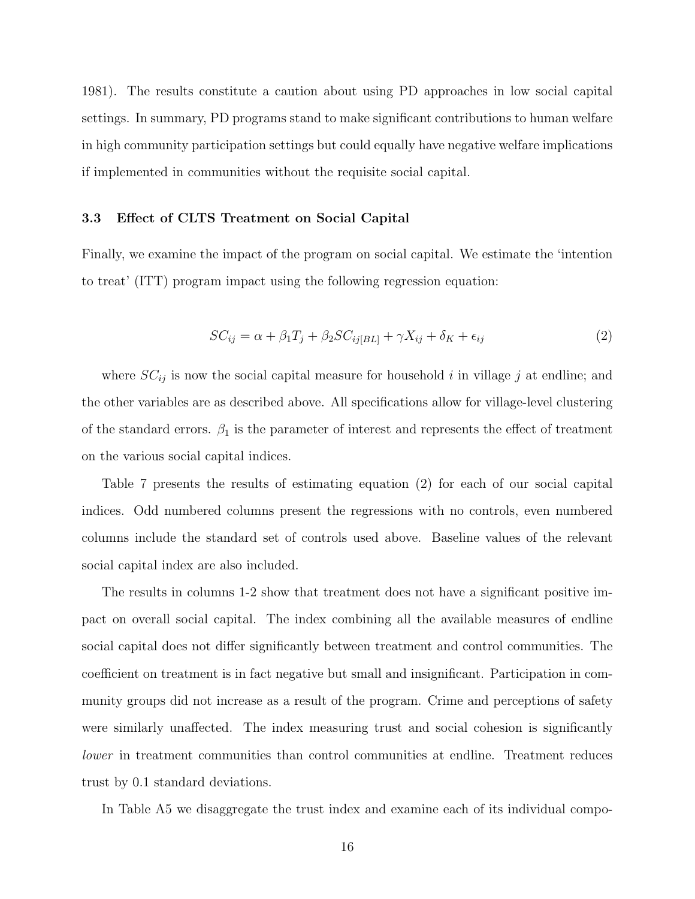1981). The results constitute a caution about using PD approaches in low social capital settings. In summary, PD programs stand to make significant contributions to human welfare in high community participation settings but could equally have negative welfare implications if implemented in communities without the requisite social capital.

### 3.3 Effect of CLTS Treatment on Social Capital

Finally, we examine the impact of the program on social capital. We estimate the 'intention to treat' (ITT) program impact using the following regression equation:

$$SC_{ij} = \alpha + \beta_1 T_j + \beta_2 SC_{ij[BL]} + \gamma X_{ij} + \delta_K + \epsilon_{ij} \tag{2}$$

where $SC_{ij}$ is now the social capital measure for household $i$ in village $j$ at endline; and the other variables are as described above. All specifications allow for village-level clustering of the standard errors. $\beta_1$ is the parameter of interest and represents the effect of treatment on the various social capital indices.

Table 7 presents the results of estimating equation (2) for each of our social capital indices. Odd numbered columns present the regressions with no controls, even numbered columns include the standard set of controls used above. Baseline values of the relevant social capital index are also included.

The results in columns 1-2 show that treatment does not have a significant positive impact on overall social capital. The index combining all the available measures of endline social capital does not differ significantly between treatment and control communities. The coefficient on treatment is in fact negative but small and insignificant. Participation in community groups did not increase as a result of the program. Crime and perceptions of safety were similarly unaffected. The index measuring trust and social cohesion is significantly *lower* in treatment communities than control communities at endline. Treatment reduces trust by 0.1 standard deviations.

In Table A5 we disaggregate the trust index and examine each of its individual compo-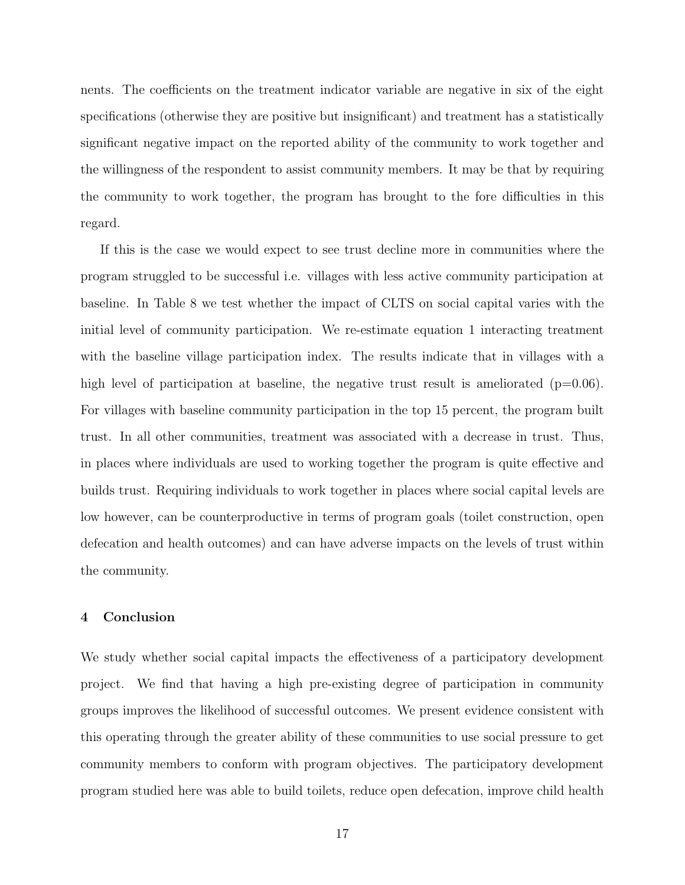nents. The coefficients on the treatment indicator variable are negative in six of the eight specifications (otherwise they are positive but insignificant) and treatment has a statistically significant negative impact on the reported ability of the community to work together and the willingness of the respondent to assist community members. It may be that by requiring the community to work together, the program has brought to the fore difficulties in this regard.

If this is the case we would expect to see trust decline more in communities where the program struggled to be successful i.e. villages with less active community participation at baseline. In Table 8 we test whether the impact of CLTS on social capital varies with the initial level of community participation. We re-estimate equation 1 interacting treatment with the baseline village participation index. The results indicate that in villages with a high level of participation at baseline, the negative trust result is ameliorated ($p=0.06$). For villages with baseline community participation in the top 15 percent, the program built trust. In all other communities, treatment was associated with a decrease in trust. Thus, in places where individuals are used to working together the program is quite effective and builds trust. Requiring individuals to work together in places where social capital levels are low however, can be counterproductive in terms of program goals (toilet construction, open defecation and health outcomes) and can have adverse impacts on the levels of trust within the community.

## 4 Conclusion

We study whether social capital impacts the effectiveness of a participatory development project. We find that having a high pre-existing degree of participation in community groups improves the likelihood of successful outcomes. We present evidence consistent with this operating through the greater ability of these communities to use social pressure to get community members to conform with program objectives. The participatory development program studied here was able to build toilets, reduce open defecation, improve child health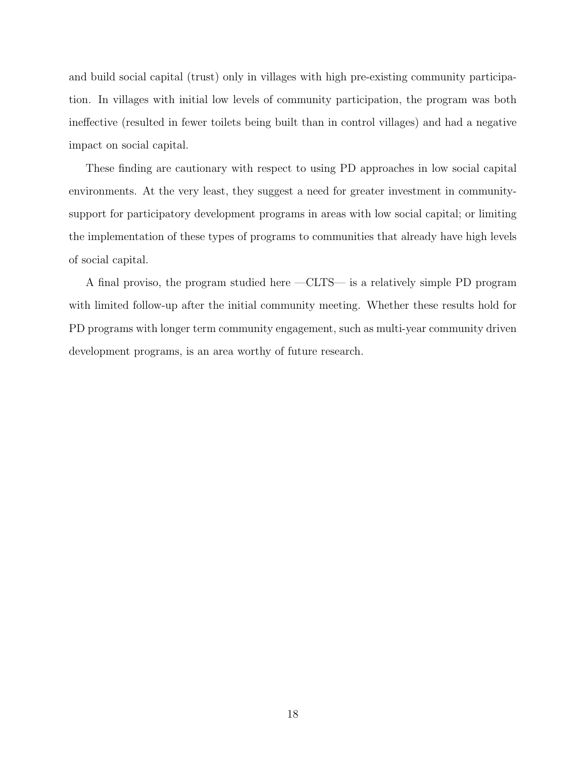and build social capital (trust) only in villages with high pre-existing community participation. In villages with initial low levels of community participation, the program was both ineffective (resulted in fewer toilets being built than in control villages) and had a negative impact on social capital.

These finding are cautionary with respect to using PD approaches in low social capital environments. At the very least, they suggest a need for greater investment in community-support for participatory development programs in areas with low social capital; or limiting the implementation of these types of programs to communities that already have high levels of social capital.

A final proviso, the program studied here —CLTS— is a relatively simple PD program with limited follow-up after the initial community meeting. Whether these results hold for PD programs with longer term community engagement, such as multi-year community driven development programs, is an area worthy of future research.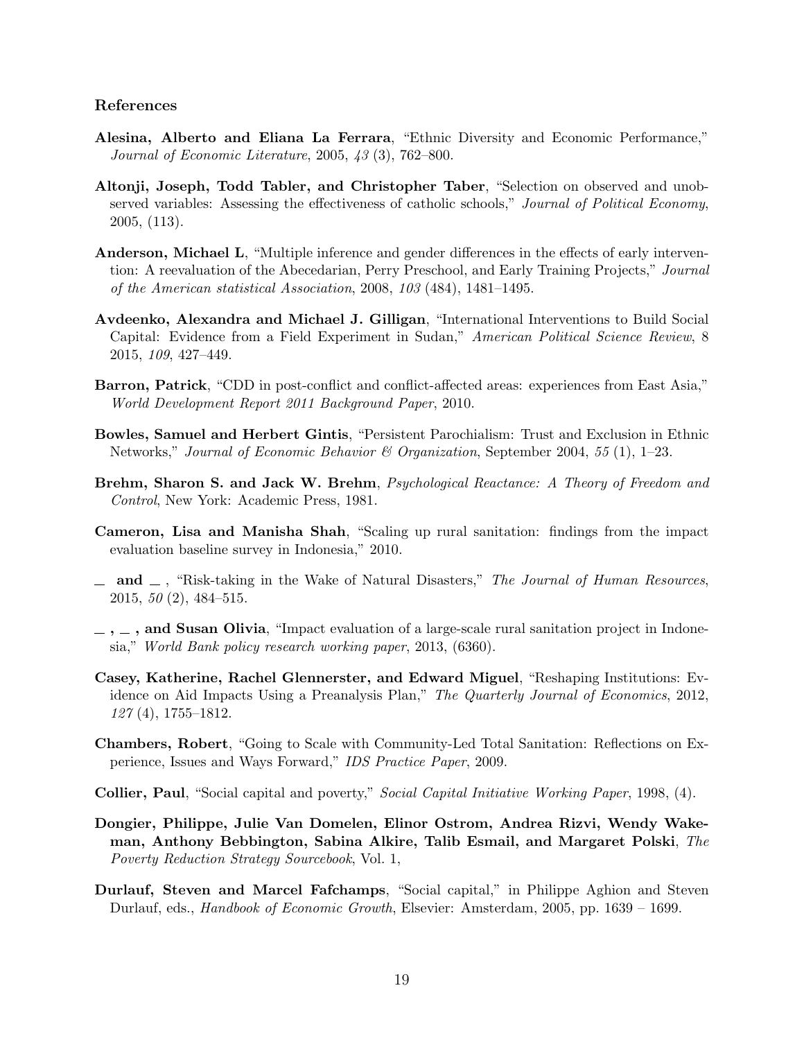### References

**Alesina, Alberto and Eliana La Ferrara**, "Ethnic Diversity and Economic Performance," *Journal of Economic Literature*, 2005, *43* (3), 762–800.

**Altonji, Joseph, Todd Tabler, and Christopher Taber**, "Selection on observed and unobserved variables: Assessing the effectiveness of catholic schools," *Journal of Political Economy*, 2005, (113).

**Anderson, Michael L**, "Multiple inference and gender differences in the effects of early intervention: A reevaluation of the Abecedarian, Perry Preschool, and Early Training Projects," *Journal of the American statistical Association*, 2008, *103* (484), 1481–1495.

**Avdeenko, Alexandra and Michael J. Gilligan**, "International Interventions to Build Social Capital: Evidence from a Field Experiment in Sudan," *American Political Science Review*, 8 2015, *109*, 427–449.

**Barron, Patrick**, "CDD in post-conflict and conflict-affected areas: experiences from East Asia," *World Development Report 2011 Background Paper*, 2010.

**Bowles, Samuel and Herbert Gintis**, "Persistent Parochialism: Trust and Exclusion in Ethnic Networks," *Journal of Economic Behavior & Organization*, September 2004, *55* (1), 1–23.

**Brehm, Sharon S. and Jack W. Brehm**, *Psychological Reactance: A Theory of Freedom and Control*, New York: Academic Press, 1981.

**Cameron, Lisa and Manisha Shah**, "Scaling up rural sanitation: findings from the impact evaluation baseline survey in Indonesia," 2010.

**\_ and \_** , "Risk-taking in the Wake of Natural Disasters," *The Journal of Human Resources*, 2015, *50* (2), 484–515.

**\_ , \_ , and Susan Olivia**, "Impact evaluation of a large-scale rural sanitation project in Indonesia," *World Bank policy research working paper*, 2013, (6360).

**Casey, Katherine, Rachel Glennerster, and Edward Miguel**, "Reshaping Institutions: Evidence on Aid Impacts Using a Preanalysis Plan," *The Quarterly Journal of Economics*, 2012, *127* (4), 1755–1812.

**Chambers, Robert**, "Going to Scale with Community-Led Total Sanitation: Reflections on Experience, Issues and Ways Forward," *IDS Practice Paper*, 2009.

**Collier, Paul**, "Social capital and poverty," *Social Capital Initiative Working Paper*, 1998, (4).

**Dongier, Philippe, Julie Van Domelen, Elinor Ostrom, Andrea Rizvi, Wendy Wakeman, Anthony Bebbington, Sabina Alkire, Talib Esmail, and Margaret Polski**, *The Poverty Reduction Strategy Sourcebook*, Vol. 1,

**Durlauf, Steven and Marcel Fafchamps**, "Social capital," in Philippe Aghion and Steven Durlauf, eds., *Handbook of Economic Growth*, Elsevier: Amsterdam, 2005, pp. 1639 – 1699.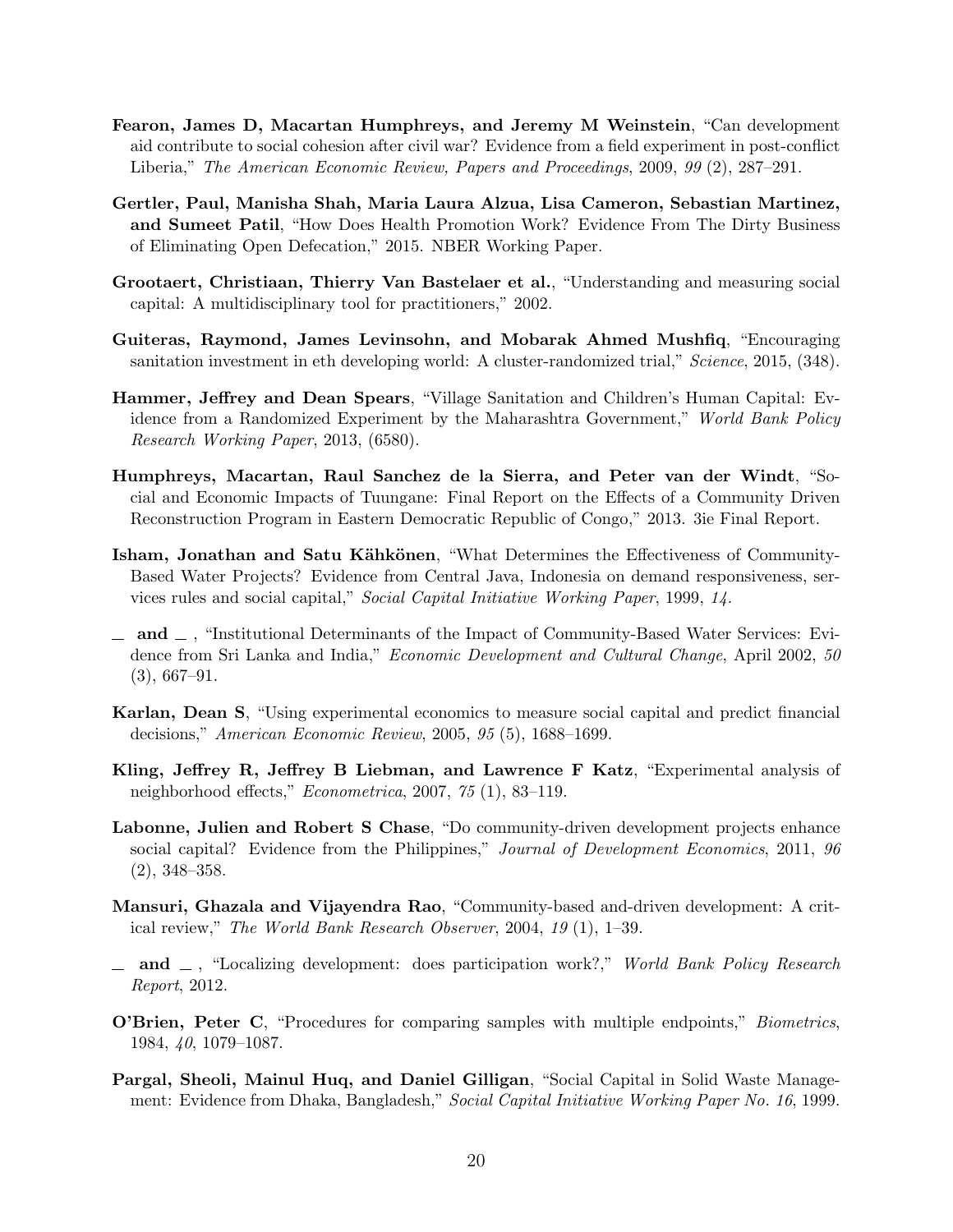**Fearon, James D, Macartan Humphreys, and Jeremy M Weinstein**, "Can development aid contribute to social cohesion after civil war? Evidence from a field experiment in post-conflict Liberia," *The American Economic Review, Papers and Proceedings*, 2009, *99* (2), 287–291.

**Gertler, Paul, Manisha Shah, Maria Laura Alzua, Lisa Cameron, Sebastian Martinez, and Sumeet Patil**, "How Does Health Promotion Work? Evidence From The Dirty Business of Eliminating Open Defecation," 2015. NBER Working Paper.

**Grootaert, Christiaan, Thierry Van Bastelaer et al.**, "Understanding and measuring social capital: A multidisciplinary tool for practitioners," 2002.

**Guiteras, Raymond, James Levinsohn, and Mobarak Ahmed Mushfiq**, "Encouraging sanitation investment in eth developing world: A cluster-randomized trial," *Science*, 2015, (348).

**Hammer, Jeffrey and Dean Spears**, "Village Sanitation and Children's Human Capital: Evidence from a Randomized Experiment by the Maharashtra Government," *World Bank Policy Research Working Paper*, 2013, (6580).

**Humphreys, Macartan, Raul Sanchez de la Sierra, and Peter van der Windt**, "Social and Economic Impacts of Tuungane: Final Report on the Effects of a Community Driven Reconstruction Program in Eastern Democratic Republic of Congo," 2013. 3ie Final Report.

**Isham, Jonathan and Satu Kähkönen**, "What Determines the Effectiveness of Community-Based Water Projects? Evidence from Central Java, Indonesia on demand responsiveness, services rules and social capital," *Social Capital Initiative Working Paper*, 1999, *14*.

**_ and _** , "Institutional Determinants of the Impact of Community-Based Water Services: Evidence from Sri Lanka and India," *Economic Development and Cultural Change*, April 2002, *50* (3), 667–91.

**Karlan, Dean S**, "Using experimental economics to measure social capital and predict financial decisions," *American Economic Review*, 2005, *95* (5), 1688–1699.

**Kling, Jeffrey R, Jeffrey B Liebman, and Lawrence F Katz**, "Experimental analysis of neighborhood effects," *Econometrica*, 2007, *75* (1), 83–119.

**Labonne, Julien and Robert S Chase**, "Do community-driven development projects enhance social capital? Evidence from the Philippines," *Journal of Development Economics*, 2011, *96* (2), 348–358.

**Mansuri, Ghazala and Vijayendra Rao**, "Community-based and-driven development: A critical review," *The World Bank Research Observer*, 2004, *19* (1), 1–39.

**_ and _** , "Localizing development: does participation work?," *World Bank Policy Research Report*, 2012.

**O'Brien, Peter C**, "Procedures for comparing samples with multiple endpoints," *Biometrics*, 1984, *40*, 1079–1087.

**Pargal, Sheoli, Mainul Huq, and Daniel Gilligan**, "Social Capital in Solid Waste Management: Evidence from Dhaka, Bangladesh," *Social Capital Initiative Working Paper No. 16*, 1999.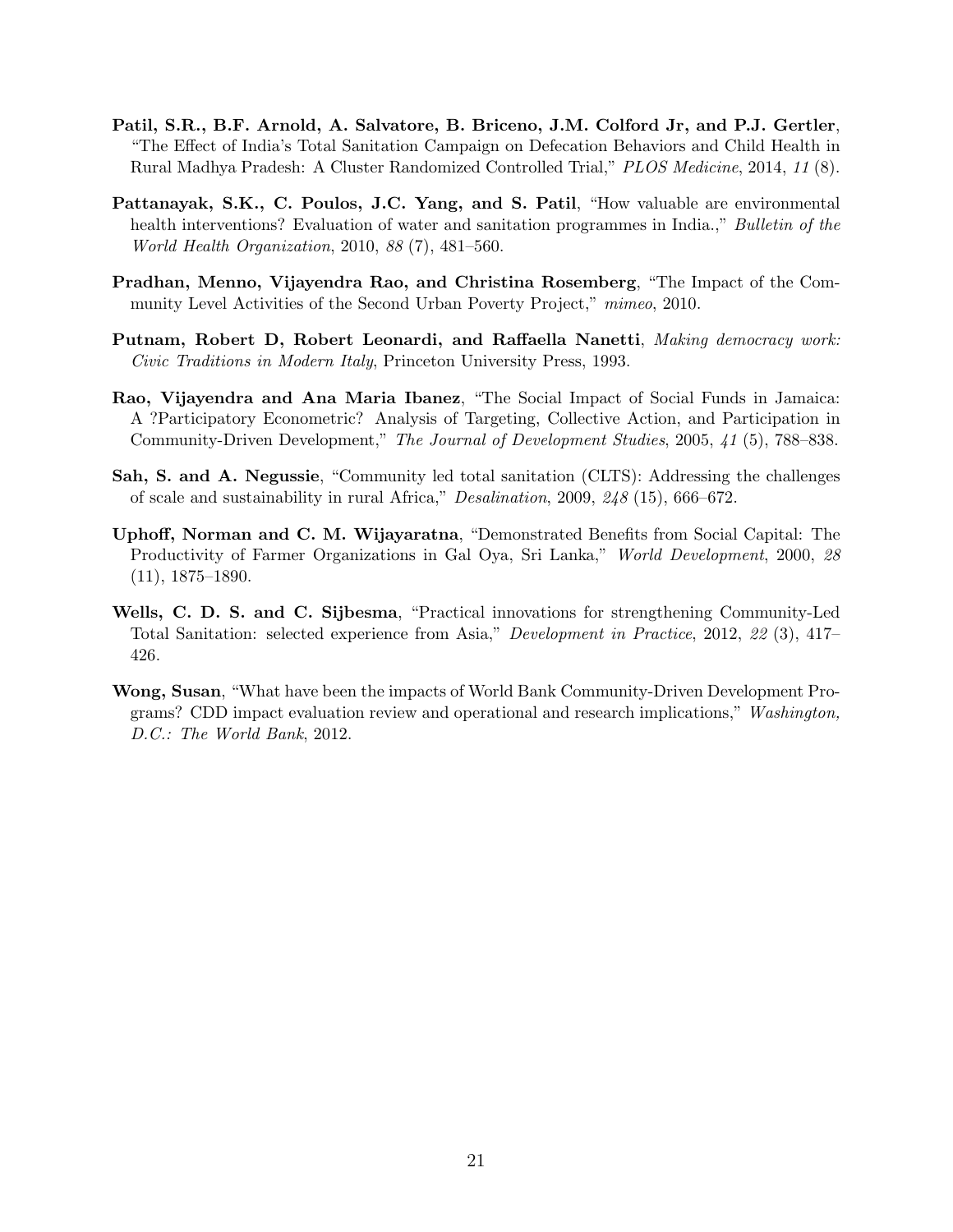**Patil, S.R., B.F. Arnold, A. Salvatore, B. Briceno, J.M. Colford Jr, and P.J. Gertler**, "The Effect of India's Total Sanitation Campaign on Defecation Behaviors and Child Health in Rural Madhya Pradesh: A Cluster Randomized Controlled Trial," *PLOS Medicine*, 2014, *11* (8).

**Pattanayak, S.K., C. Poulos, J.C. Yang, and S. Patil**, "How valuable are environmental health interventions? Evaluation of water and sanitation programmes in India.," *Bulletin of the World Health Organization*, 2010, *88* (7), 481–560.

**Pradhan, Menno, Vijayendra Rao, and Christina Rosemberg**, "The Impact of the Community Level Activities of the Second Urban Poverty Project," *mimeo*, 2010.

**Putnam, Robert D, Robert Leonardi, and Raffaella Nanetti**, *Making democracy work: Civic Traditions in Modern Italy*, Princeton University Press, 1993.

**Rao, Vijayendra and Ana Maria Ibanez**, "The Social Impact of Social Funds in Jamaica: A ?Participatory Econometric? Analysis of Targeting, Collective Action, and Participation in Community-Driven Development," *The Journal of Development Studies*, 2005, *41* (5), 788–838.

**Sah, S. and A. Negussie**, "Community led total sanitation (CLTS): Addressing the challenges of scale and sustainability in rural Africa," *Desalination*, 2009, *248* (15), 666–672.

**Uphoff, Norman and C. M. Wijayaratna**, "Demonstrated Benefits from Social Capital: The Productivity of Farmer Organizations in Gal Oya, Sri Lanka," *World Development*, 2000, *28* (11), 1875–1890.

**Wells, C. D. S. and C. Sijbesma**, "Practical innovations for strengthening Community-Led Total Sanitation: selected experience from Asia," *Development in Practice*, 2012, *22* (3), 417–426.

**Wong, Susan**, "What have been the impacts of World Bank Community-Driven Development Programs? CDD impact evaluation review and operational and research implications," *Washington, D.C.: The World Bank*, 2012.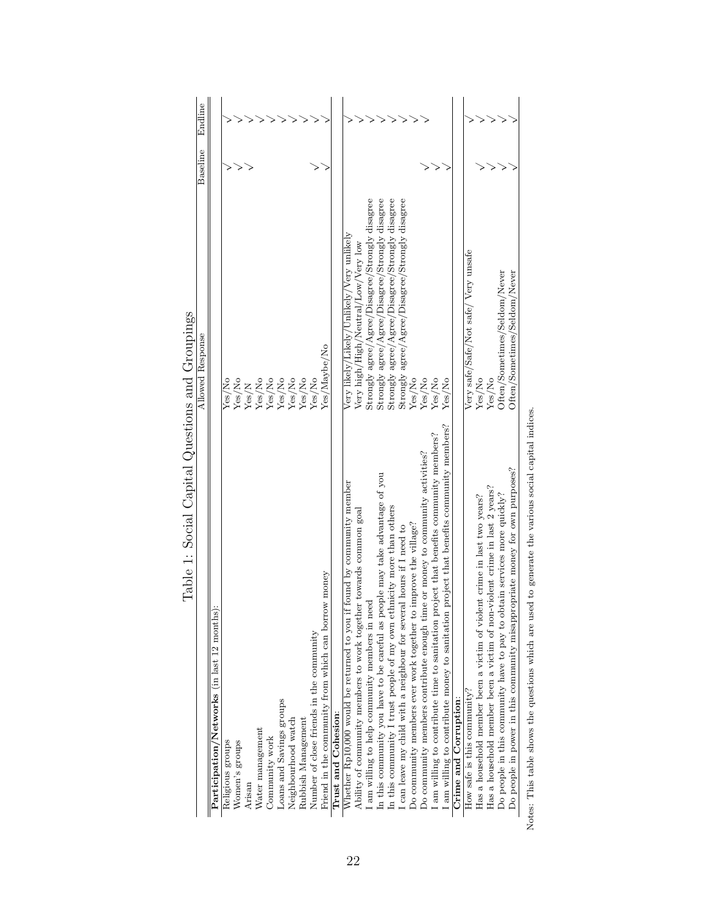Table 1: Social Capital Questions and Groupings

| | Allowed Response | Baseline | Endline |
|---|---|---|---|
| **Participation/Networks** (in last 12 months): | | | |
| Religious groups | Yes/No | √ | √ |
| Women's groups | Yes/No | √ | √ |
| Arisan | Yes/N | √ | √ |
| Water management | Yes/No | | √ |
| Community work | Yes/No | | √ |
| Loans and Savings groups | Yes/No | | √ |
| Neighbourhood watch | Yes/No | | √ |
| Rubbish Management | Yes/No | | √ |
| Number of close friends in the community | Yes/No | √ | √ |
| Friend in the community from which can borrow money | Yes/Maybe/No | √ | √ |
| **Trust and Cohesion**: | | | |
| Whether Rp10,000 would be returned to you if found by community member | Very likely/Likely/Unlikely/Very unlikely | | √ |
| Ability of community members to work together towards common goal | Very high/High/Neutral/Low/Very low | | √ |
| I am willing to help community members in need | Strongly agree/Agree/Disagree/Strongly disagree | | √ |
| In this community you have to be careful as people may take advantage of you | Strongly agree/Agree/Disagree/Strongly disagree | | √ |
| In this community I trust people of my own ethnicity more than others | Strongly agree/Agree/Disagree/Strongly disagree | | √ |
| I can leave my child with a neighbour for several hours if I need to | Strongly agree/Agree/Disagree/Strongly disagree | | √ |
| Do community members ever work together to improve the village? | Yes/No | | √ |
| Do community members contribute enough time or money to community activities? | Yes/No | √ | √ |
| I am willing to contribute time to sanitation project that benefits community members? | Yes/No | √ | |
| I am willing to contribute money to sanitation project that benefits community members? | Yes/No | √ | |
| **Crime and Corruption**: | | | |
| How safe is this community? | Very safe/Safe/Not safe/ Very unsafe | √ | √ |
| Has a household member been a victim of violent crime in last two years? | Yes/No | √ | √ |
| Has a household member been a victim of non-violent crime in last 2 years? | Yes/No | √ | √ |
| Do people in this community have to pay to obtain services more quickly? | Often/Sometimes/Seldom/Never | √ | √ |
| Do people in power in this community misappropriate money for own purposes? | Often/Sometimes/Seldom/Never | √ | √ |

Notes: This table shows the questions which are used to generate the various social capital indices.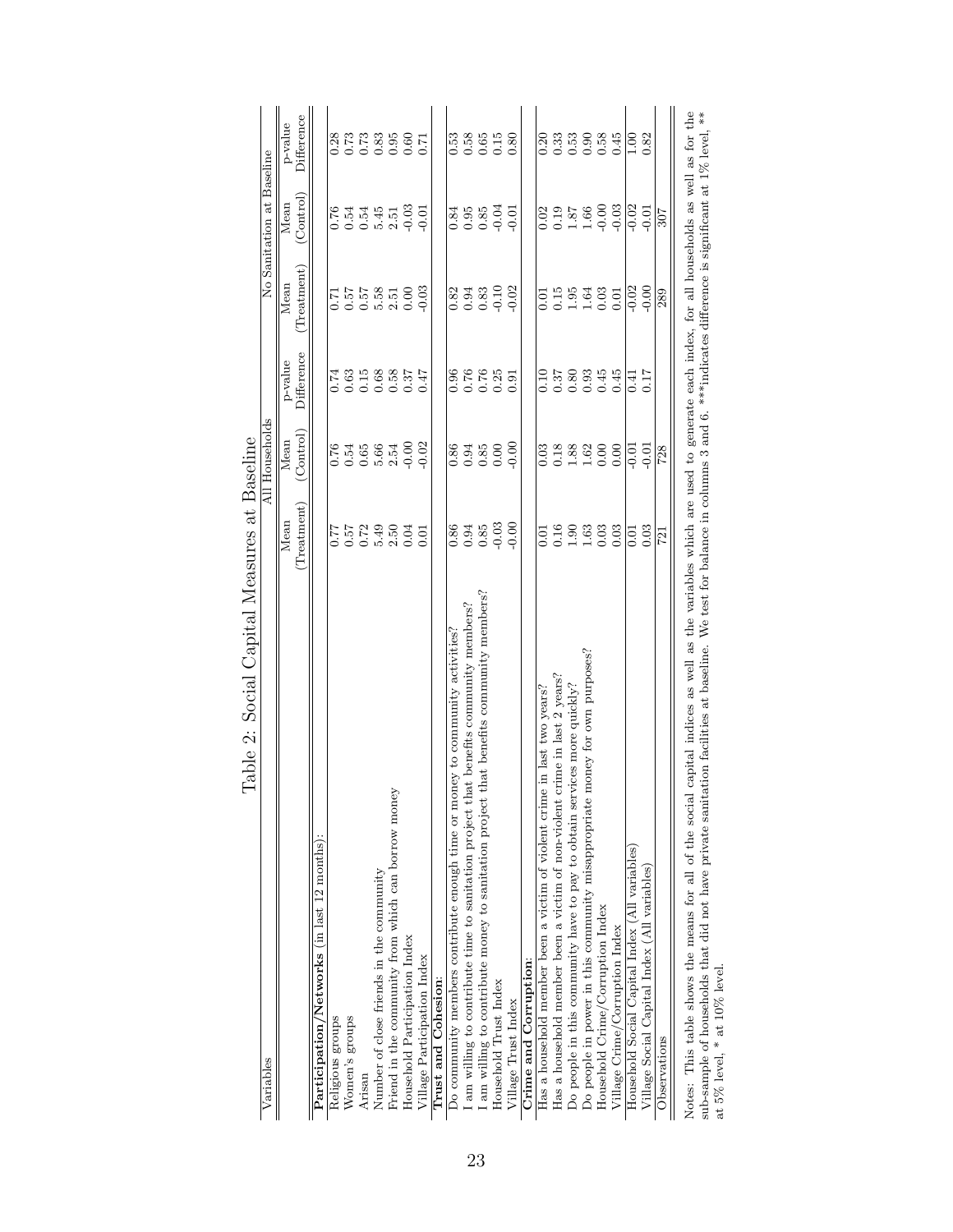# Table 2: Social Capital Measures at Baseline

| Variables | All Households | | | No Sanitation at Baseline | | |
|---|---|---|---|---|---|---|
| | Mean (Treatment) | Mean (Control) | p-value Difference | Mean (Treatment) | Mean (Control) | p-value Difference |
| **Participation/Networks** (in last 12 months): | | | | | | |
| Religious groups | 0.77 | 0.76 | 0.74 | 0.71 | 0.76 | 0.28 |
| Women's groups | 0.57 | 0.54 | 0.63 | 0.57 | 0.54 | 0.73 |
| Arisan | 0.72 | 0.65 | 0.15 | 0.57 | 0.54 | 0.73 |
| Number of close friends in the community | 5.49 | 5.66 | 0.68 | 5.58 | 5.45 | 0.83 |
| Friend in the community from which can borrow money | 2.50 | 2.54 | 0.58 | 2.51 | 2.51 | 0.95 |
| Household Participation Index | 0.04 | -0.00 | 0.37 | 0.00 | -0.03 | 0.60 |
| Village Participation Index | 0.01 | -0.02 | 0.47 | -0.03 | -0.01 | 0.71 |
| **Trust and Cohesion**: | | | | | | |
| Do community members contribute enough time or money to community activities? | 0.86 | 0.86 | 0.96 | 0.82 | 0.84 | 0.53 |
| I am willing to contribute time to sanitation project that benefits community members? | 0.94 | 0.94 | 0.76 | 0.94 | 0.95 | 0.58 |
| I am willing to contribute money to sanitation project that benefits community members? | 0.85 | 0.85 | 0.76 | 0.83 | 0.85 | 0.65 |
| Household Trust Index | -0.03 | 0.00 | 0.25 | -0.10 | -0.04 | 0.15 |
| Village Trust Index | -0.00 | -0.00 | 0.91 | -0.02 | -0.01 | 0.80 |
| **Crime and Corruption**: | | | | | | |
| Has a household member been a victim of violent crime in last two years? | 0.01 | 0.03 | 0.10 | 0.01 | 0.02 | 0.20 |
| Has a household member been a victim of non-violent crime in last 2 years? | 0.16 | 0.18 | 0.37 | 0.15 | 0.19 | 0.33 |
| Do people in this community have to pay to obtain services more quickly? | 1.90 | 1.88 | 0.80 | 1.95 | 1.87 | 0.53 |
| Do people in power in this community misappropriate money for own purposes? | 1.63 | 1.62 | 0.93 | 1.64 | 1.66 | 0.90 |
| Household Crime/Corruption Index | 0.03 | 0.00 | 0.45 | 0.03 | -0.00 | 0.58 |
| Village Crime/Corruption Index | 0.03 | 0.00 | 0.45 | 0.01 | -0.03 | 0.45 |
| Household Social Capital Index (All variables) | 0.01 | -0.01 | 0.41 | -0.02 | -0.02 | 1.00 |
| Village Social Capital Index (All variables) | 0.03 | -0.01 | 0.17 | -0.00 | -0.01 | 0.82 |
| Observations | 721 | 728 | | 289 | 307 | |

Notes: This table shows the means for all of the social capital indices as well as the variables which are used to generate each index, for all households as well as for the sub-sample of households that did not have private sanitation facilities at baseline. We test for balance in columns 3 and 6. ***indicates difference is significant at 1% level, ** at 5% level, * at 10% level.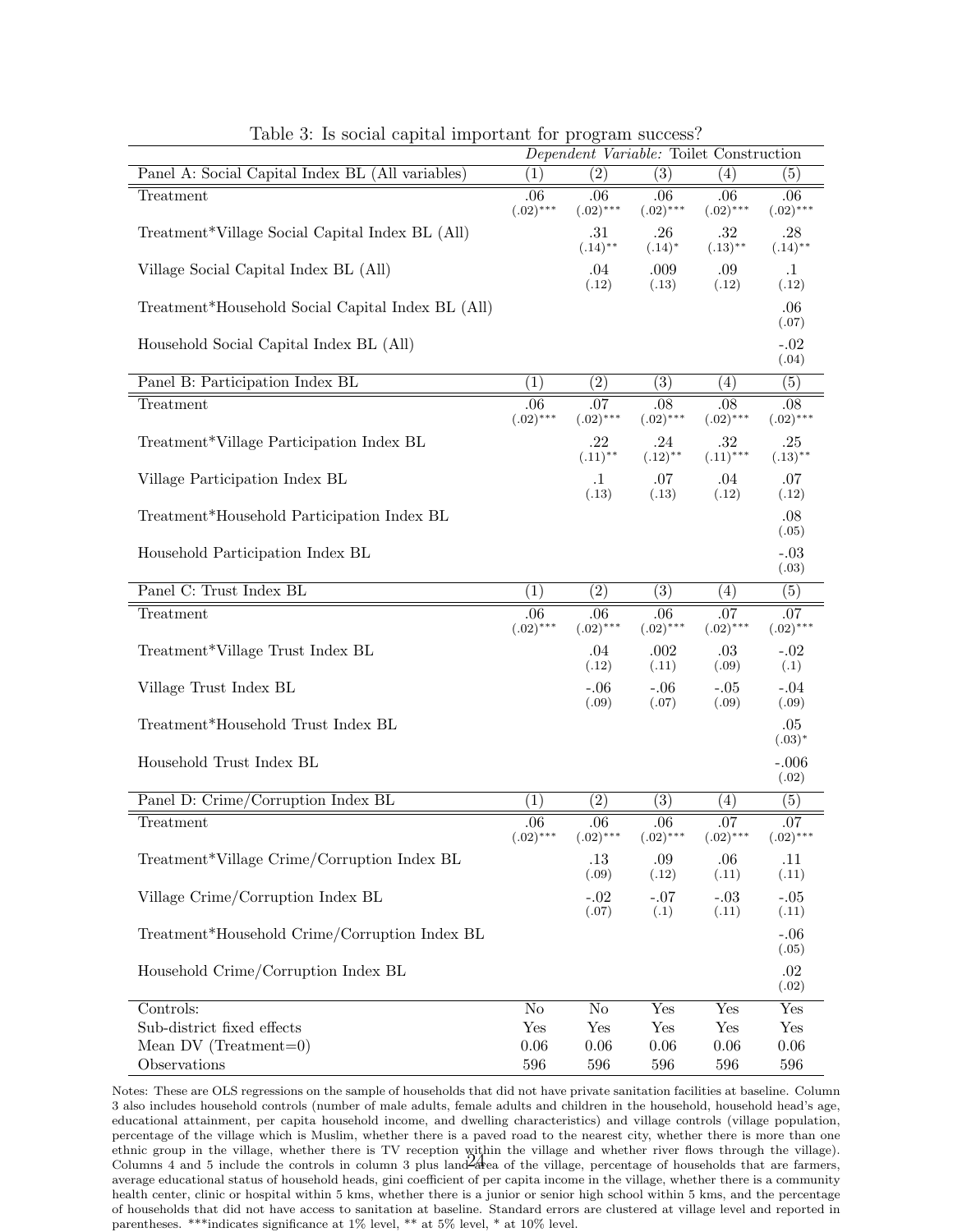Table 3: Is social capital important for program success?

| | *Dependent Variable:* Toilet Construction | | | | |
|---|---|---|---|---|---|
| Panel A: Social Capital Index BL (All variables) | (1) | (2) | (3) | (4) | (5) |
| Treatment | .06 | .06 | .06 | .06 | .06 |
| | (.02)*** | (.02)*** | (.02)*** | (.02)*** | (.02)*** |
| Treatment*Village Social Capital Index BL (All) | | .31 | .26 | .32 | .28 |
| | | (.14)** | (.14)* | (.13)** | (.14)** |
| Village Social Capital Index BL (All) | | .04 | .009 | .09 | .1 |
| | | (.12) | (.13) | (.12) | (.12) |
| Treatment*Household Social Capital Index BL (All) | | | | | .06 |
| | | | | | (.07) |
| Household Social Capital Index BL (All) | | | | | -.02 |
| | | | | | (.04) |
| Panel B: Participation Index BL | (1) | (2) | (3) | (4) | (5) |
| Treatment | .06 | .07 | .08 | .08 | .08 |
| | (.02)*** | (.02)*** | (.02)*** | (.02)*** | (.02)*** |
| Treatment*Village Participation Index BL | | .22 | .24 | .32 | .25 |
| | | (.11)** | (.12)** | (.11)*** | (.13)** |
| Village Participation Index BL | | .1 | .07 | .04 | .07 |
| | | (.13) | (.13) | (.12) | (.12) |
| Treatment*Household Participation Index BL | | | | | .08 |
| | | | | | (.05) |
| Household Participation Index BL | | | | | -.03 |
| | | | | | (.03) |
| Panel C: Trust Index BL | (1) | (2) | (3) | (4) | (5) |
| Treatment | .06 | .06 | .06 | .07 | .07 |
| | (.02)*** | (.02)*** | (.02)*** | (.02)*** | (.02)*** |
| Treatment*Village Trust Index BL | | .04 | .002 | .03 | -.02 |
| | | (.12) | (.11) | (.09) | (.1) |
| Village Trust Index BL | | -.06 | -.06 | -.05 | -.04 |
| | | (.09) | (.07) | (.09) | (.09) |
| Treatment*Household Trust Index BL | | | | | .05 |
| | | | | | (.03)* |
| Household Trust Index BL | | | | | -.006 |
| | | | | | (.02) |
| Panel D: Crime/Corruption Index BL | (1) | (2) | (3) | (4) | (5) |
| Treatment | .06 | .06 | .06 | .07 | .07 |
| | (.02)*** | (.02)*** | (.02)*** | (.02)*** | (.02)*** |
| Treatment*Village Crime/Corruption Index BL | | .13 | .09 | .06 | .11 |
| | | (.09) | (.12) | (.11) | (.11) |
| Village Crime/Corruption Index BL | | -.02 | -.07 | -.03 | -.05 |
| | | (.07) | (.1) | (.11) | (.11) |
| Treatment*Household Crime/Corruption Index BL | | | | | -.06 |
| | | | | | (.05) |
| Household Crime/Corruption Index BL | | | | | .02 |
| | | | | | (.02) |
| Controls: | No | No | Yes | Yes | Yes |
| Sub-district fixed effects | Yes | Yes | Yes | Yes | Yes |
| Mean DV (Treatment=0) | 0.06 | 0.06 | 0.06 | 0.06 | 0.06 |
| Observations | 596 | 596 | 596 | 596 | 596 |

Notes: These are OLS regressions on the sample of households that did not have private sanitation facilities at baseline. Column 3 also includes household controls (number of male adults, female adults and children in the household, household head's age, educational attainment, per capita household income, and dwelling characteristics) and village controls (village population, percentage of the village which is Muslim, whether there is a paved road to the nearest city, whether there is more than one ethnic group in the village, whether there is TV reception within the village and whether river flows through the village). Columns 4 and 5 include the controls in column 3 plus land area of the village, percentage of households that are farmers, average educational status of household heads, gini coefficient of per capita income in the village, whether there is a community health center, clinic or hospital within 5 kms, whether there is a junior or senior high school within 5 kms, and the percentage of households that did not have access to sanitation at baseline. Standard errors are clustered at village level and reported in parentheses. ***indicates significance at 1% level, ** at 5% level, * at 10% level.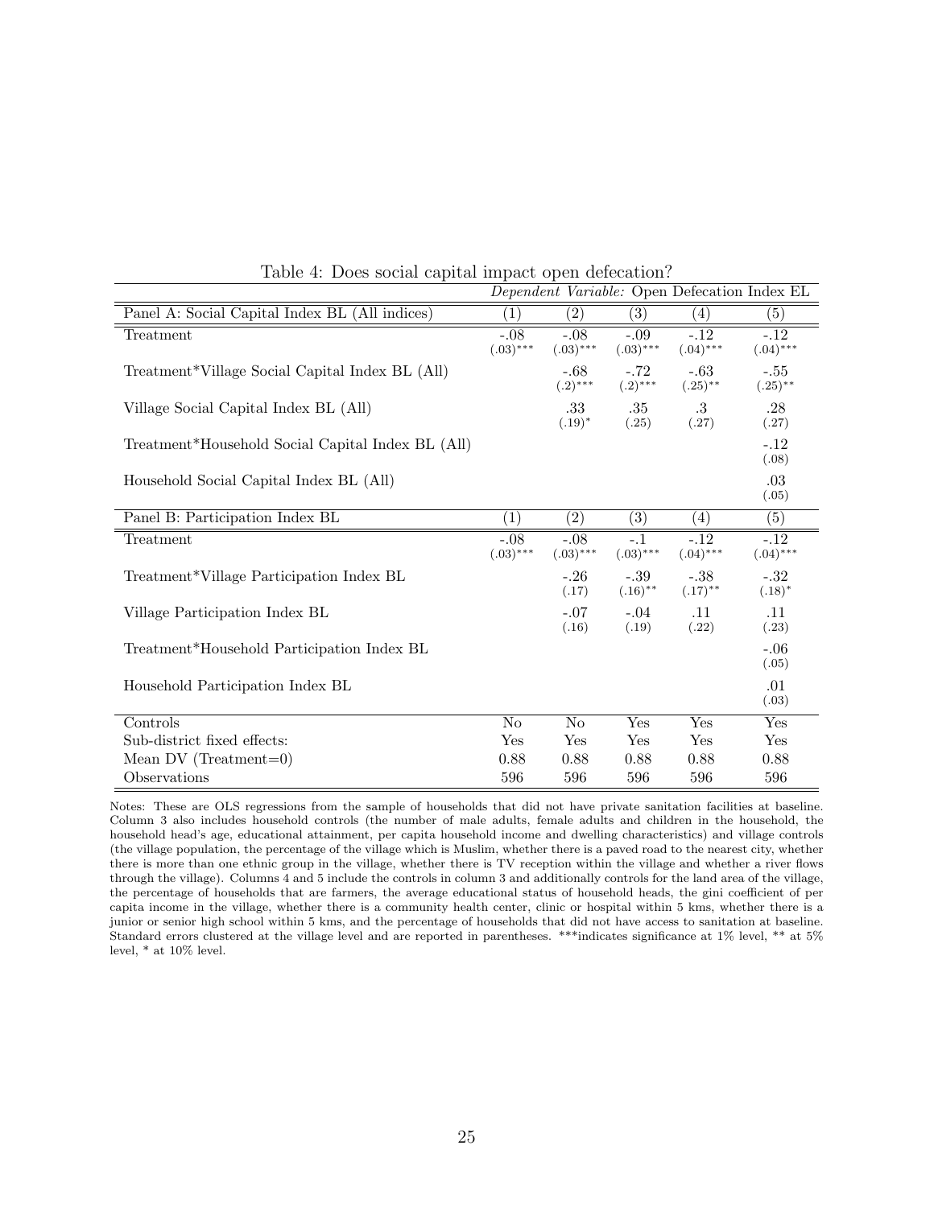Table 4: Does social capital impact open defecation?

| | *Dependent Variable:* Open Defecation Index EL | | | | |
|---|---|---|---|---|---|
| Panel A: Social Capital Index BL (All indices) | (1) | (2) | (3) | (4) | (5) |
| Treatment | -.08 (.03)*** | -.08 (.03)*** | -.09 (.03)*** | -.12 (.04)*** | -.12 (.04)*** |
| Treatment*Village Social Capital Index BL (All) | | -.68 (.2)*** | -.72 (.2)*** | -.63 (.25)** | -.55 (.25)** |
| Village Social Capital Index BL (All) | | .33 (.19)* | .35 (.25) | .3 (.27) | .28 (.27) |
| Treatment*Household Social Capital Index BL (All) | | | | | -.12 (.08) |
| Household Social Capital Index BL (All) | | | | | .03 (.05) |
| Panel B: Participation Index BL | (1) | (2) | (3) | (4) | (5) |
| Treatment | -.08 (.03)*** | -.08 (.03)*** | -.1 (.03)*** | -.12 (.04)*** | -.12 (.04)*** |
| Treatment*Village Participation Index BL | | -.26 (.17) | -.39 (.16)** | -.38 (.17)** | -.32 (.18)* |
| Village Participation Index BL | | -.07 (.16) | -.04 (.19) | .11 (.22) | .11 (.23) |
| Treatment*Household Participation Index BL | | | | | -.06 (.05) |
| Household Participation Index BL | | | | | .01 (.03) |
| Controls | No | No | Yes | Yes | Yes |
| Sub-district fixed effects: | Yes | Yes | Yes | Yes | Yes |
| Mean DV (Treatment=0) | 0.88 | 0.88 | 0.88 | 0.88 | 0.88 |
| Observations | 596 | 596 | 596 | 596 | 596 |

Notes: These are OLS regressions from the sample of households that did not have private sanitation facilities at baseline. Column 3 also includes household controls (the number of male adults, female adults and children in the household, the household head's age, educational attainment, per capita household income and dwelling characteristics) and village controls (the village population, the percentage of the village which is Muslim, whether there is a paved road to the nearest city, whether there is more than one ethnic group in the village, whether there is TV reception within the village and whether a river flows through the village). Columns 4 and 5 include the controls in column 3 and additionally controls for the land area of the village, the percentage of households that are farmers, the average educational status of household heads, the gini coefficient of per capita income in the village, whether there is a community health center, clinic or hospital within 5 kms, whether there is a junior or senior high school within 5 kms, and the percentage of households that did not have access to sanitation at baseline. Standard errors clustered at the village level and are reported in parentheses. ***indicates significance at 1% level, ** at 5% level, * at 10% level.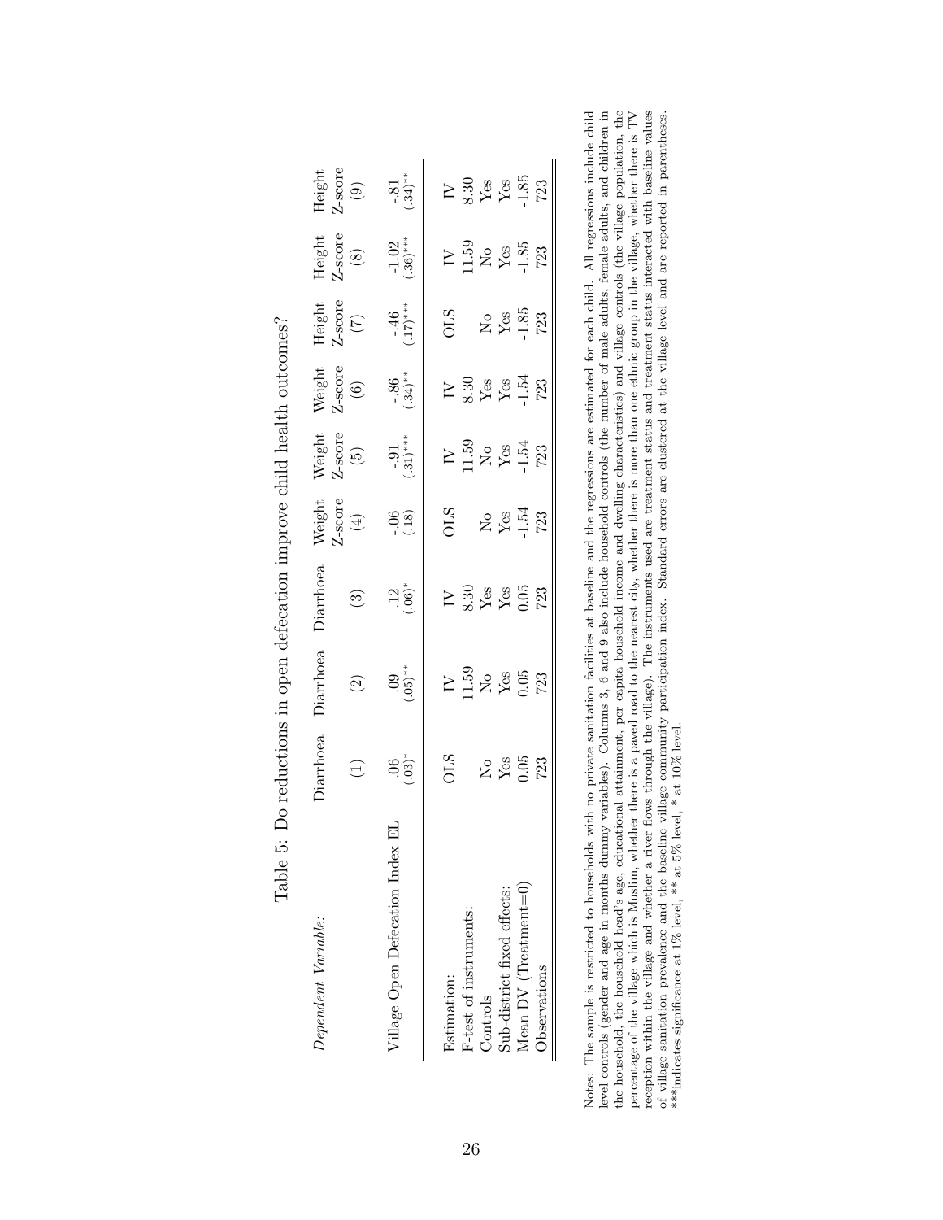Table 5: Do reductions in open defecation improve child health outcomes?

| *Dependent Variable:* | Diarrhoea | Diarrhoea | Diarrhoea | Weight Z-score | Weight Z-score | Weight Z-score | Height Z-score | Height Z-score | Height Z-score |
|---|---|---|---|---|---|---|---|---|---|
| | (1) | (2) | (3) | (4) | (5) | (6) | (7) | (8) | (9) |
| Village Open Defecation Index EL | .06 (.03)* | .09 (.05)** | .12 (.06)* | -.06 (.18) | -.91 (.31)*** | -.86 (.34)** | -.46 (.17)*** | -1.02 (.36)*** | -.81 (.34)** |
| Estimation: | OLS | IV | IV | OLS | IV | IV | OLS | IV | IV |
| F-test of instruments: | | 11.59 | 8.30 | | 11.59 | 8.30 | | 11.59 | 8.30 |
| Controls | No | No | Yes | No | No | Yes | No | No | Yes |
| Sub-district fixed effects: | Yes | Yes | Yes | Yes | Yes | Yes | Yes | Yes | Yes |
| Mean DV (Treatment=0) | 0.05 | 0.05 | 0.05 | -1.54 | -1.54 | -1.54 | -1.85 | -1.85 | -1.85 |
| Observations | 723 | 723 | 723 | 723 | 723 | 723 | 723 | 723 | 723 |

Notes: The sample is restricted to households with no private sanitation facilities at baseline and the regressions are estimated for each child. All regressions include child level controls (gender and age in months dummy variables). Columns 3, 6 and 9 also include household controls (the number of male adults, female adults, and children in the household, the household head's age, educational attainment, per capita household income and dwelling characteristics) and village controls (the village population, the percentage of the village which is Muslim, whether there is a paved road to the nearest city, whether there is more than one ethnic group in the village, whether there is TV reception within the village and whether a river flows through the village). The instruments used are treatment status and treatment status interacted with baseline values of village sanitation prevalence and the baseline village community participation index. Standard errors are clustered at the village level and are reported in parentheses. ***indicates significance at 1% level, ** at 5% level, * at 10% level.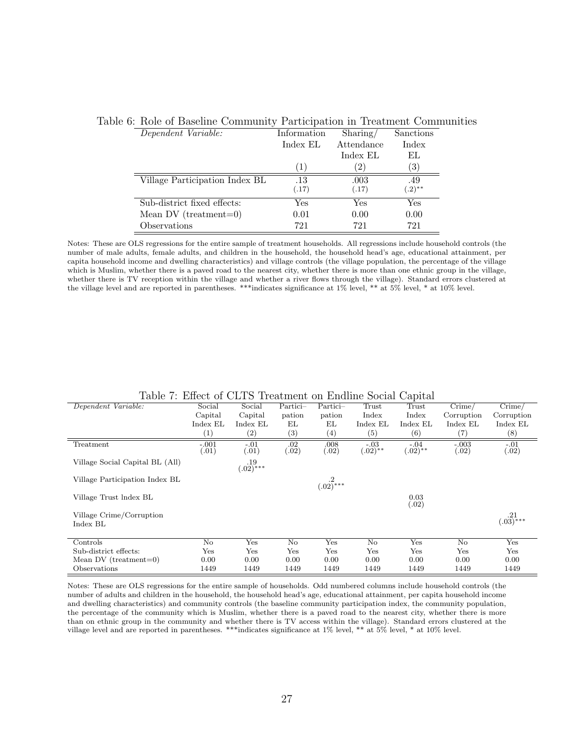Table 6: Role of Baseline Community Participation in Treatment Communities

| *Dependent Variable:* | Information Index EL | Sharing/ Attendance Index EL | Sanctions Index EL |
|---|---|---|---|
| | (1) | (2) | (3) |
| Village Participation Index BL | .13 | .003 | .49 |
| | (.17) | (.17) | (.2)** |
| Sub-district fixed effects: | Yes | Yes | Yes |
| Mean DV (treatment=0) | 0.01 | 0.00 | 0.00 |
| Observations | 721 | 721 | 721 |

Notes: These are OLS regressions for the entire sample of treatment households. All regressions include household controls (the number of male adults, female adults, and children in the household, the household head's age, educational attainment, per capita household income and dwelling characteristics) and village controls (the village population, the percentage of the village which is Muslim, whether there is a paved road to the nearest city, whether there is more than one ethnic group in the village, whether there is TV reception within the village and whether a river flows through the village). Standard errors clustered at the village level and are reported in parentheses. ***indicates significance at 1% level, ** at 5% level, * at 10% level.

Table 7: Effect of CLTS Treatment on Endline Social Capital

| *Dependent Variable:* | Social Capital Index EL | Social Capital Index EL | Partici– pation EL | Partici– pation EL | Trust Index Index EL | Trust Index Index EL | Crime/ Corruption Index EL | Crime/ Corruption Index EL |
|---|---|---|---|---|---|---|---|---|
| | (1) | (2) | (3) | (4) | (5) | (6) | (7) | (8) |
| Treatment | -.001 | -.01 | .02 | .008 | -.03 | -.04 | -.003 | -.01 |
| | (.01) | (.01) | (.02) | (.02) | (.02)** | (.02)** | (.02) | (.02) |
| Village Social Capital BL (All) | | .19 | | | | | | |
| | | (.02)*** | | | | | | |
| Village Participation Index BL | | | | .2 | | | | |
| | | | | (.02)*** | | | | |
| Village Trust lndex BL | | | | | | 0.03 | | |
| | | | | | | (.02) | | |
| Village Crime/Corruption Index BL | | | | | | | | .21 |
| | | | | | | | | (.03)*** |
| Controls | No | Yes | No | Yes | No | Yes | No | Yes |
| Sub-district effects: | Yes | Yes | Yes | Yes | Yes | Yes | Yes | Yes |
| Mean DV (treatment=0) | 0.00 | 0.00 | 0.00 | 0.00 | 0.00 | 0.00 | 0.00 | 0.00 |
| Observations | 1449 | 1449 | 1449 | 1449 | 1449 | 1449 | 1449 | 1449 |

Notes: These are OLS regressions for the entire sample of households. Odd numbered columns include household controls (the number of adults and children in the household, the household head's age, educational attainment, per capita household income and dwelling characteristics) and community controls (the baseline community participation index, the community population, the percentage of the community which is Muslim, whether there is a paved road to the nearest city, whether there is more than on ethnic group in the community and whether there is TV access within the village). Standard errors clustered at the village level and are reported in parentheses. ***indicates significance at 1% level, ** at 5% level, * at 10% level.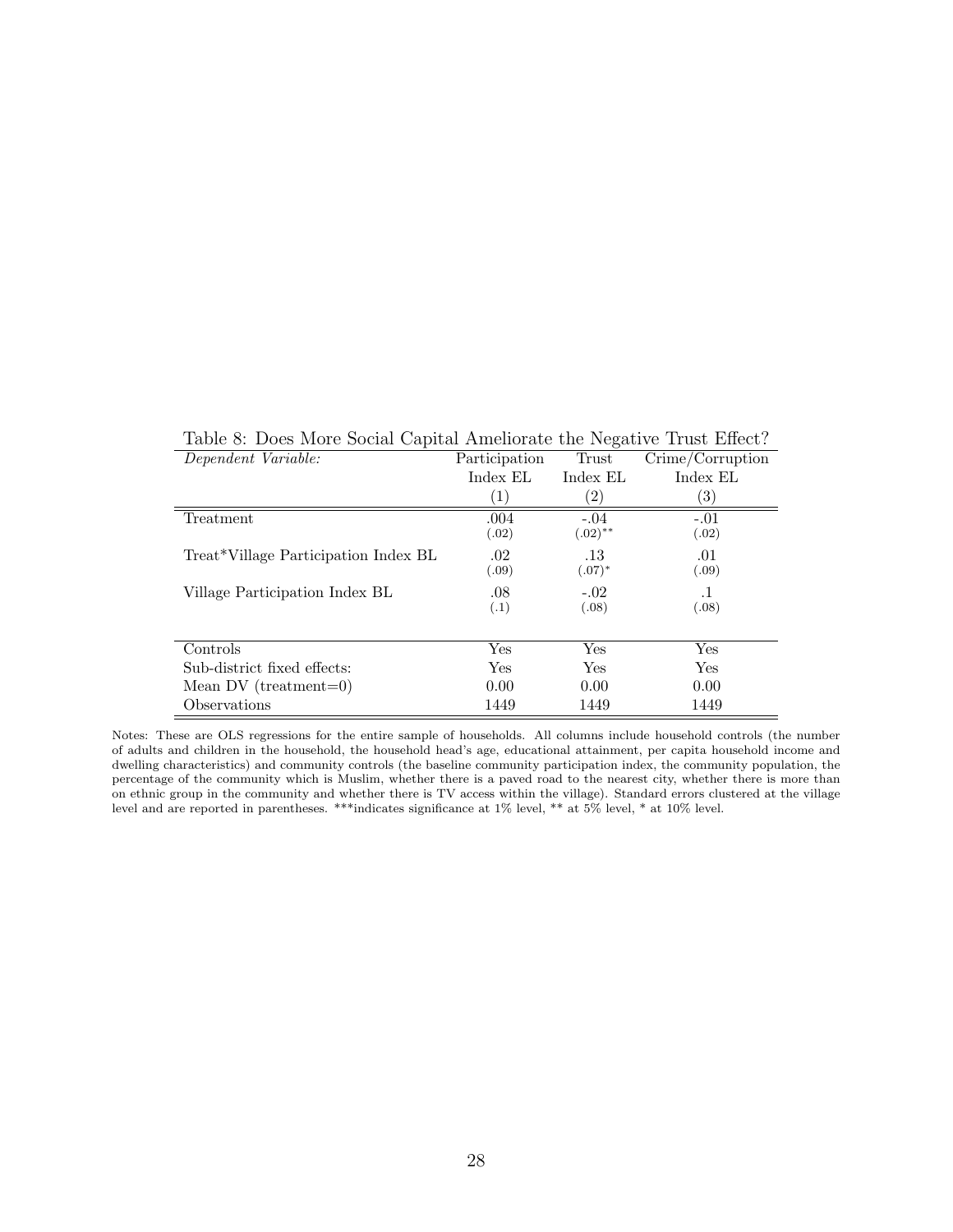Table 8: Does More Social Capital Ameliorate the Negative Trust Effect?

| *Dependent Variable:* | Participation Index EL | Trust Index EL | Crime/Corruption Index EL |
|---|---|---|---|
| | (1) | (2) | (3) |
| Treatment | .004 | -.04 | -.01 |
| | (.02) | (.02)** | (.02) |
| Treat*Village Participation Index BL | .02 | .13 | .01 |
| | (.09) | (.07)* | (.09) |
| Village Participation Index BL | .08 | -.02 | .1 |
| | (.1) | (.08) | (.08) |
| Controls | Yes | Yes | Yes |
| Sub-district fixed effects: | Yes | Yes | Yes |
| Mean DV (treatment=0) | 0.00 | 0.00 | 0.00 |
| Observations | 1449 | 1449 | 1449 |

Notes: These are OLS regressions for the entire sample of households. All columns include household controls (the number of adults and children in the household, the household head's age, educational attainment, per capita household income and dwelling characteristics) and community controls (the baseline community participation index, the community population, the percentage of the community which is Muslim, whether there is a paved road to the nearest city, whether there is more than on ethnic group in the community and whether there is TV access within the village). Standard errors clustered at the village level and are reported in parentheses. ***indicates significance at 1% level, ** at 5% level, * at 10% level.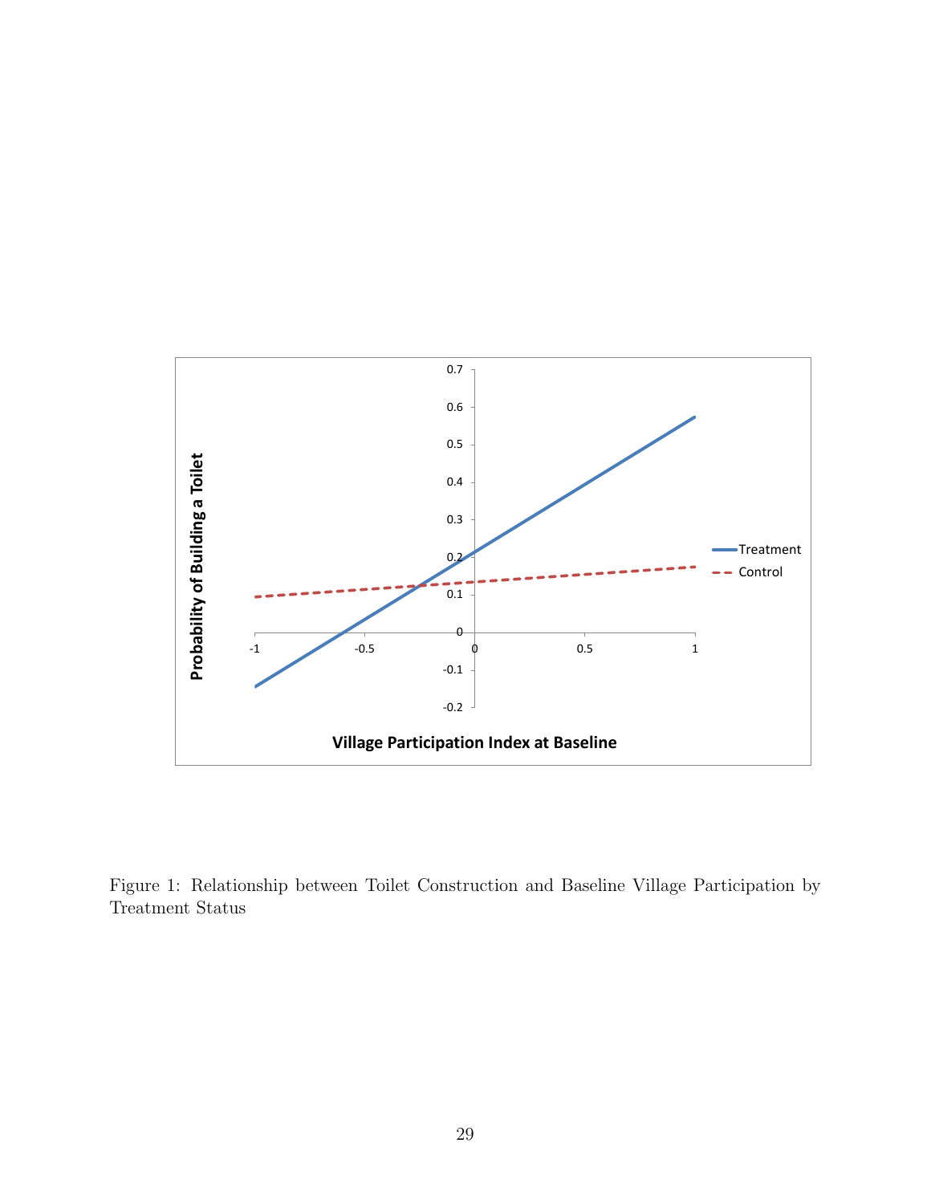Figure 1: Relationship between Toilet Construction and Baseline Village Participation by Treatment Status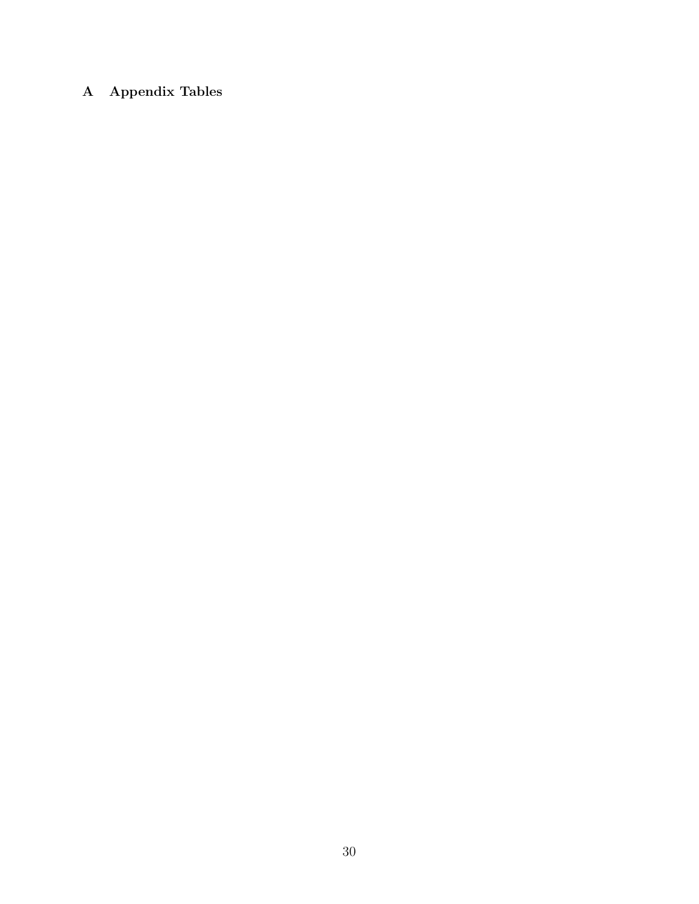# A Appendix Tables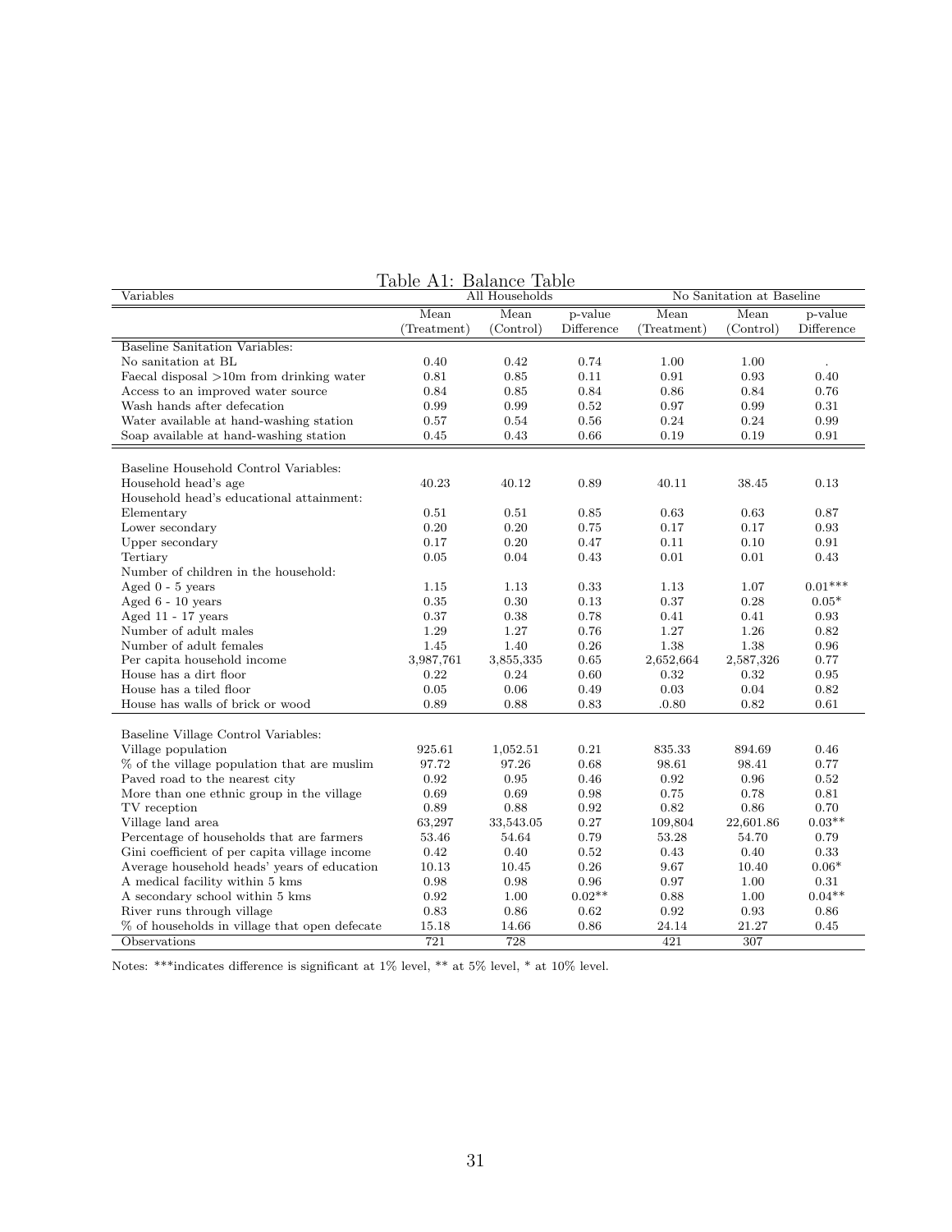Table A1: Balance Table

| Variables | All Households | | | No Sanitation at Baseline | | |
|---|---|---|---|---|---|---|
| | Mean (Treatment) | Mean (Control) | p-value Difference | Mean (Treatment) | Mean (Control) | p-value Difference |
| Baseline Sanitation Variables: | | | | | | |
| No sanitation at BL | 0.40 | 0.42 | 0.74 | 1.00 | 1.00 | . |
| Faecal disposal >10m from drinking water | 0.81 | 0.85 | 0.11 | 0.91 | 0.93 | 0.40 |
| Access to an improved water source | 0.84 | 0.85 | 0.84 | 0.86 | 0.84 | 0.76 |
| Wash hands after defecation | 0.99 | 0.99 | 0.52 | 0.97 | 0.99 | 0.31 |
| Water available at hand-washing station | 0.57 | 0.54 | 0.56 | 0.24 | 0.24 | 0.99 |
| Soap available at hand-washing station | 0.45 | 0.43 | 0.66 | 0.19 | 0.19 | 0.91 |
| Baseline Household Control Variables: | | | | | | |
| Household head's age | 40.23 | 40.12 | 0.89 | 40.11 | 38.45 | 0.13 |
| Household head's educational attainment: | | | | | | |
| Elementary | 0.51 | 0.51 | 0.85 | 0.63 | 0.63 | 0.87 |
| Lower secondary | 0.20 | 0.20 | 0.75 | 0.17 | 0.17 | 0.93 |
| Upper secondary | 0.17 | 0.20 | 0.47 | 0.11 | 0.10 | 0.91 |
| Tertiary | 0.05 | 0.04 | 0.43 | 0.01 | 0.01 | 0.43 |
| Number of children in the household: | | | | | | |
| Aged 0 - 5 years | 1.15 | 1.13 | 0.33 | 1.13 | 1.07 | 0.01*** |
| Aged 6 - 10 years | 0.35 | 0.30 | 0.13 | 0.37 | 0.28 | 0.05* |
| Aged 11 - 17 years | 0.37 | 0.38 | 0.78 | 0.41 | 0.41 | 0.93 |
| Number of adult males | 1.29 | 1.27 | 0.76 | 1.27 | 1.26 | 0.82 |
| Number of adult females | 1.45 | 1.40 | 0.26 | 1.38 | 1.38 | 0.96 |
| Per capita household income | 3,987,761 | 3,855,335 | 0.65 | 2,652,664 | 2,587,326 | 0.77 |
| House has a dirt floor | 0.22 | 0.24 | 0.60 | 0.32 | 0.32 | 0.95 |
| House has a tiled floor | 0.05 | 0.06 | 0.49 | 0.03 | 0.04 | 0.82 |
| House has walls of brick or wood | 0.89 | 0.88 | 0.83 | .0.80 | 0.82 | 0.61 |
| Baseline Village Control Variables: | | | | | | |
| Village population | 925.61 | 1,052.51 | 0.21 | 835.33 | 894.69 | 0.46 |
| % of the village population that are muslim | 97.72 | 97.26 | 0.68 | 98.61 | 98.41 | 0.77 |
| Paved road to the nearest city | 0.92 | 0.95 | 0.46 | 0.92 | 0.96 | 0.52 |
| More than one ethnic group in the village | 0.69 | 0.69 | 0.98 | 0.75 | 0.78 | 0.81 |
| TV reception | 0.89 | 0.88 | 0.92 | 0.82 | 0.86 | 0.70 |
| Village land area | 63,297 | 33,543.05 | 0.27 | 109,804 | 22,601.86 | 0.03** |
| Percentage of households that are farmers | 53.46 | 54.64 | 0.79 | 53.28 | 54.70 | 0.79 |
| Gini coefficient of per capita village income | 0.42 | 0.40 | 0.52 | 0.43 | 0.40 | 0.33 |
| Average household heads' years of education | 10.13 | 10.45 | 0.26 | 9.67 | 10.40 | 0.06* |
| A medical facility within 5 kms | 0.98 | 0.98 | 0.96 | 0.97 | 1.00 | 0.31 |
| A secondary school within 5 kms | 0.92 | 1.00 | 0.02** | 0.88 | 1.00 | 0.04** |
| River runs through village | 0.83 | 0.86 | 0.62 | 0.92 | 0.93 | 0.86 |
| % of households in village that open defecate | 15.18 | 14.66 | 0.86 | 24.14 | 21.27 | 0.45 |
| Observations | 721 | 728 | | 421 | 307 | |

Notes: ***indicates difference is significant at 1% level, ** at 5% level, * at 10% level.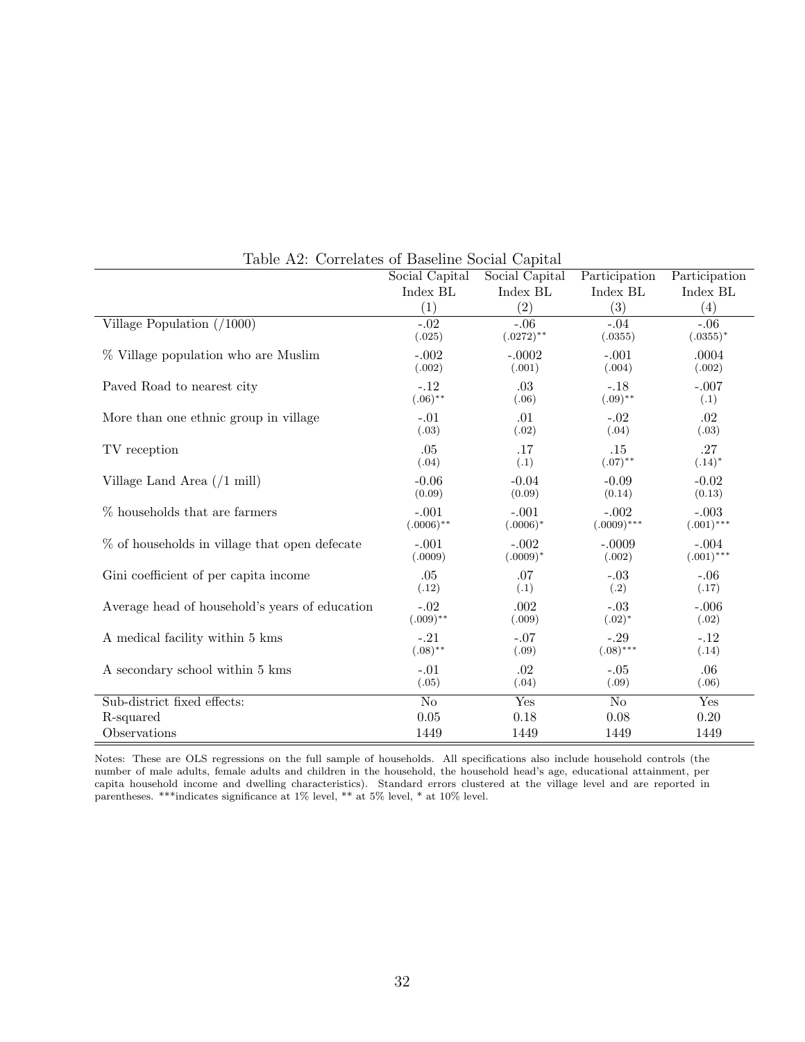Table A2: Correlates of Baseline Social Capital

| | Social Capital Index BL | Social Capital Index BL | Participation Index BL | Participation Index BL |
|---|---|---|---|---|
| | (1) | (2) | (3) | (4) |
| Village Population (/1000) | -.02 | -.06 | -.04 | -.06 |
| | (.025) | (.0272)** | (.0355) | (.0355)* |
| % Village population who are Muslim | -.002 | -.0002 | -.001 | .0004 |
| | (.002) | (.001) | (.004) | (.002) |
| Paved Road to nearest city | -.12 | .03 | -.18 | -.007 |
| | (.06)** | (.06) | (.09)** | (.1) |
| More than one ethnic group in village | -.01 | .01 | -.02 | .02 |
| | (.03) | (.02) | (.04) | (.03) |
| TV reception | .05 | .17 | .15 | .27 |
| | (.04) | (.1) | (.07)** | (.14)* |
| Village Land Area (/1 mill) | -0.06 | -0.04 | -0.09 | -0.02 |
| | (0.09) | (0.09) | (0.14) | (0.13) |
| % households that are farmers | -.001 | -.001 | -.002 | -.003 |
| | (.0006)** | (.0006)* | (.0009)*** | (.001)*** |
| % of households in village that open defecate | -.001 | -.002 | -.0009 | -.004 |
| | (.0009) | (.0009)* | (.002) | (.001)*** |
| Gini coefficient of per capita income | .05 | .07 | -.03 | -.06 |
| | (.12) | (.1) | (.2) | (.17) |
| Average head of household's years of education | -.02 | .002 | -.03 | -.006 |
| | (.009)** | (.009) | (.02)* | (.02) |
| A medical facility within 5 kms | -.21 | -.07 | -.29 | -.12 |
| | (.08)** | (.09) | (.08)*** | (.14) |
| A secondary school within 5 kms | -.01 | .02 | -.05 | .06 |
| | (.05) | (.04) | (.09) | (.06) |
| Sub-district fixed effects: | No | Yes | No | Yes |
| R-squared | 0.05 | 0.18 | 0.08 | 0.20 |
| Observations | 1449 | 1449 | 1449 | 1449 |

Notes: These are OLS regressions on the full sample of households. All specifications also include household controls (the number of male adults, female adults and children in the household, the household head's age, educational attainment, per capita household income and dwelling characteristics). Standard errors clustered at the village level and are reported in parentheses. ***indicates significance at 1% level, ** at 5% level, * at 10% level.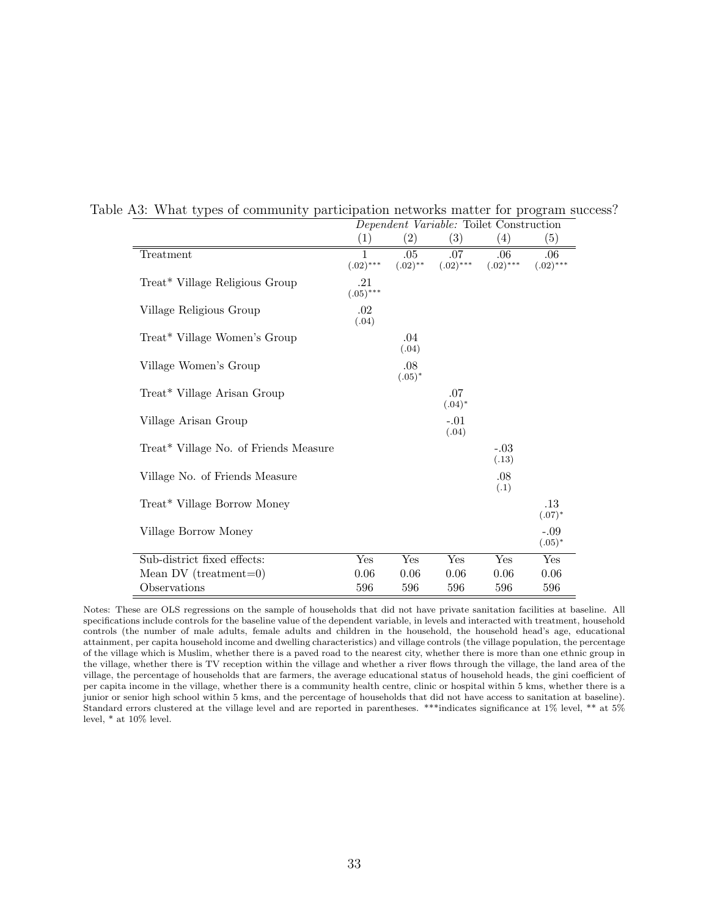Table A3: What types of community participation networks matter for program success?

| | *Dependent Variable:* Toilet Construction | | | | |
|---|---|---|---|---|---|
| | (1) | (2) | (3) | (4) | (5) |
| Treatment | 1<br>(.02)*** | .05<br>(.02)** | .07<br>(.02)*** | .06<br>(.02)*** | .06<br>(.02)*** |
| Treat* Village Religious Group | .21<br>(.05)*** | | | | |
| Village Religious Group | .02<br>(.04) | | | | |
| Treat* Village Women's Group | | .04<br>(.04) | | | |
| Village Women's Group | | .08<br>(.05)* | | | |
| Treat* Village Arisan Group | | | .07<br>(.04)* | | |
| Village Arisan Group | | | -.01<br>(.04) | | |
| Treat* Village No. of Friends Measure | | | | -.03<br>(.13) | |
| Village No. of Friends Measure | | | | .08<br>(.1) | |
| Treat* Village Borrow Money | | | | | .13<br>(.07)* |
| Village Borrow Money | | | | | -.09<br>(.05)* |
| Sub-district fixed effects: | Yes | Yes | Yes | Yes | Yes |
| Mean DV (treatment=0) | 0.06 | 0.06 | 0.06 | 0.06 | 0.06 |
| Observations | 596 | 596 | 596 | 596 | 596 |

Notes: These are OLS regressions on the sample of households that did not have private sanitation facilities at baseline. All specifications include controls for the baseline value of the dependent variable, in levels and interacted with treatment, household controls (the number of male adults, female adults and children in the household, the household head's age, educational attainment, per capita household income and dwelling characteristics) and village controls (the village population, the percentage of the village which is Muslim, whether there is a paved road to the nearest city, whether there is more than one ethnic group in the village, whether there is TV reception within the village and whether a river flows through the village, the land area of the village, the percentage of households that are farmers, the average educational status of household heads, the gini coefficient of per capita income in the village, whether there is a community health centre, clinic or hospital within 5 kms, whether there is a junior or senior high school within 5 kms, and the percentage of households that did not have access to sanitation at baseline). Standard errors clustered at the village level and are reported in parentheses. ***indicates significance at 1% level, ** at 5% level, * at 10% level.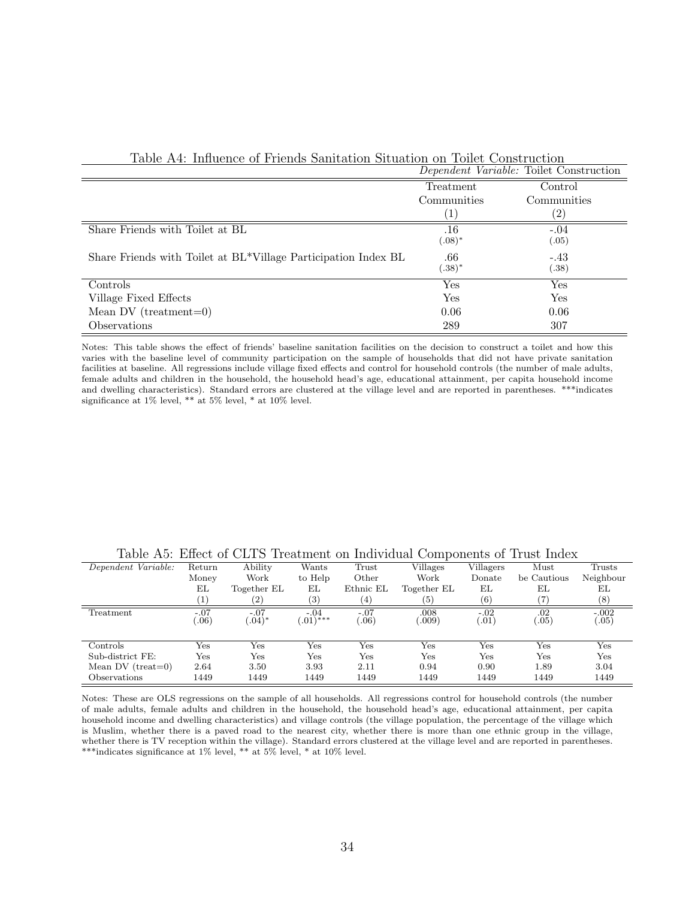Table A4: Influence of Friends Sanitation Situation on Toilet Construction

| | *Dependent Variable:* Toilet Construction | |
|---|---|---|
| | Treatment Communities | Control Communities |
| | (1) | (2) |
| Share Friends with Toilet at BL | .16 | -.04 |
| | $(.08)^{*}$ | (.05) |
| Share Friends with Toilet at BL*Village Participation Index BL | .66 | -.43 |
| | $(.38)^{*}$ | (.38) |
| Controls | Yes | Yes |
| Village Fixed Effects | Yes | Yes |
| Mean DV (treatment=0) | 0.06 | 0.06 |
| Observations | 289 | 307 |

Notes: This table shows the effect of friends' baseline sanitation facilities on the decision to construct a toilet and how this varies with the baseline level of community participation on the sample of households that did not have private sanitation facilities at baseline. All regressions include village fixed effects and control for household controls (the number of male adults, female adults and children in the household, the household head's age, educational attainment, per capita household income and dwelling characteristics). Standard errors are clustered at the village level and are reported in parentheses. ***indicates significance at 1% level, ** at 5% level, * at 10% level.

Table A5: Effect of CLTS Treatment on Individual Components of Trust Index

| *Dependent Variable:* | Return Money EL | Ability Work Together EL | Wants to Help EL | Trust Other Ethnic EL | Villages Work Together EL | Villagers Donate EL | Must be Cautious EL | Trusts Neighbour EL |
|---|---|---|---|---|---|---|---|---|
| | (1) | (2) | (3) | (4) | (5) | (6) | (7) | (8) |
| Treatment | -.07 | -.07 | -.04 | -.07 | .008 | -.02 | .02 | -.002 |
| | (.06) | $(.04)^{*}$ | $(.01)^{***}$ | (.06) | (.009) | (.01) | (.05) | (.05) |
| Controls | Yes | Yes | Yes | Yes | Yes | Yes | Yes | Yes |
| Sub-district FE: | Yes | Yes | Yes | Yes | Yes | Yes | Yes | Yes |
| Mean DV (treat=0) | 2.64 | 3.50 | 3.93 | 2.11 | 0.94 | 0.90 | 1.89 | 3.04 |
| Observations | 1449 | 1449 | 1449 | 1449 | 1449 | 1449 | 1449 | 1449 |

Notes: These are OLS regressions on the sample of all households. All regressions control for household controls (the number of male adults, female adults and children in the household, the household head's age, educational attainment, per capita household income and dwelling characteristics) and village controls (the village population, the percentage of the village which is Muslim, whether there is a paved road to the nearest city, whether there is more than one ethnic group in the village, whether there is TV reception within the village). Standard errors clustered at the village level and are reported in parentheses. ***indicates significance at 1% level, ** at 5% level, * at 10% level.